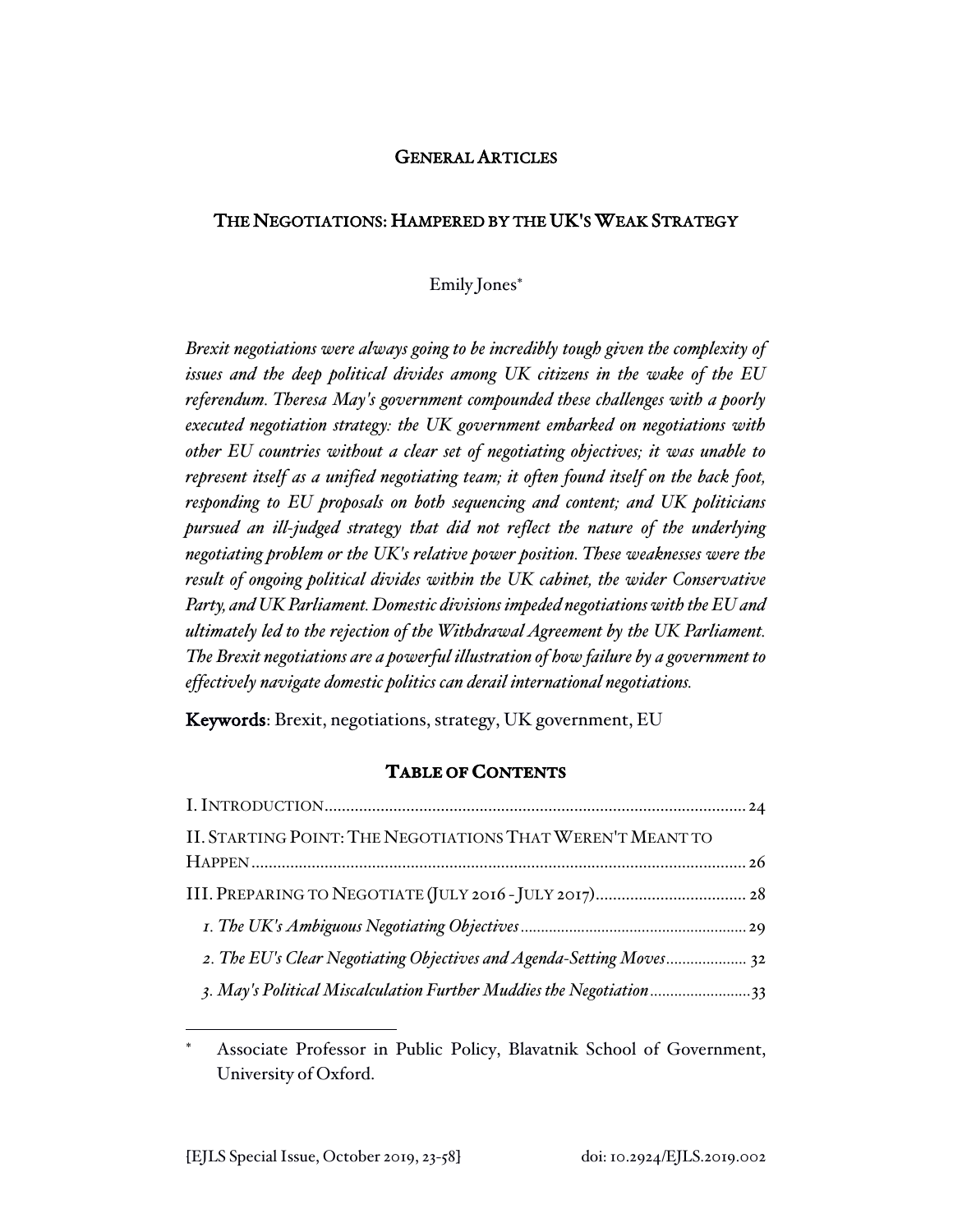# GENERAL ARTICLES

## THE NEGOTIATIONS: HAMPERED BY THE UK'S WEAK STRATEGY

Emily Jones*

*Brexit negotiations were always going to be incredibly tough given the complexity of issues and the deep political divides among UK citizens in the wake of the EU referendum. Theresa May's government compounded these challenges with a poorly executed negotiation strategy: the UK government embarked on negotiations with other EU countries without a clear set of negotiating objectives; it was unable to represent itself as a unified negotiating team; it often found itself on the back foot, responding to EU proposals on both sequencing and content; and UK politicians pursued an ill-judged strategy that did not reflect the nature of the underlying negotiating problem or the UK's relative power position. These weaknesses were the result of ongoing political divides within the UK cabinet, the wider Conservative Party, and UK Parliament. Domestic divisions impeded negotiations with the EU and ultimately led to the rejection of the Withdrawal Agreement by the UK Parliament. The Brexit negotiations are a powerful illustration of how failure by a government to effectively navigate domestic politics can derail international negotiations.*

**Keywords**: Brexit, negotiations, strategy, UK government, EU

### TABLE OF CONTENTS

I. INTRODUCTION ........ 24

II. STARTING POINT: THE NEGOTIATIONS THAT WEREN'T MEANT TO HAPPEN ........ 26

III. PREPARING TO NEGOTIATE (JULY 2016 - JULY 2017) ........ 28

*1. The UK's Ambiguous Negotiating Objectives* ........ 29

*2. The EU's Clear Negotiating Objectives and Agenda-Setting Moves* ........ 32

*3. May's Political Miscalculation Further Muddies the Negotiation* ........ 33

---

\* Associate Professor in Public Policy, Blavatnik School of Government, University of Oxford.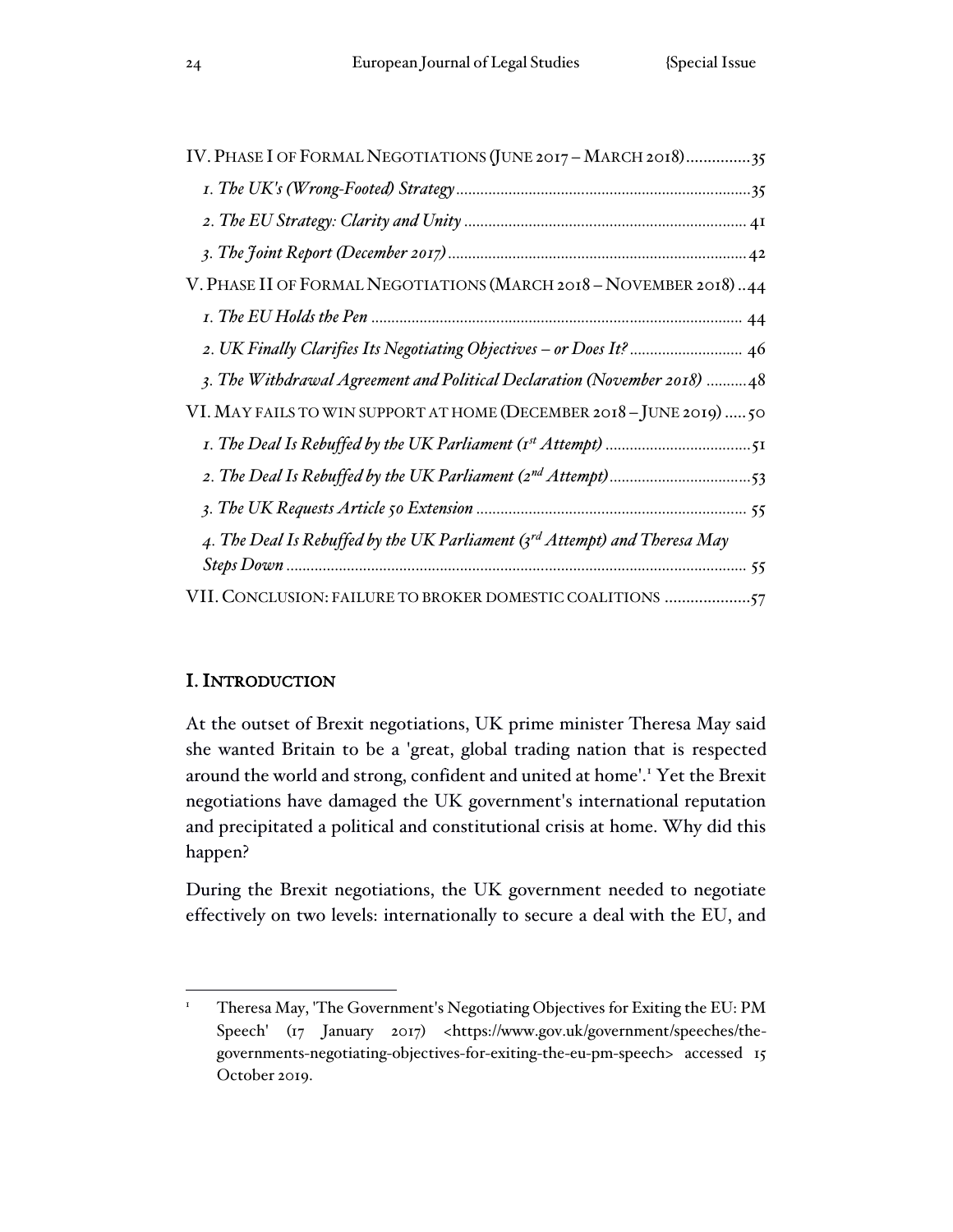IV. PHASE I OF FORMAL NEGOTIATIONS (JUNE 2017 – MARCH 2018)...............35

*1. The UK's (Wrong-Footed) Strategy*..........................................................................35

*2. The EU Strategy: Clarity and Unity*...................................................................... 41

*3. The Joint Report (December 2017)*..........................................................................42

V. PHASE II OF FORMAL NEGOTIATIONS (MARCH 2018 – NOVEMBER 2018)..44

*1. The EU Holds the Pen*............................................................................................ 44

*2. UK Finally Clarifies Its Negotiating Objectives – or Does It?*............................ 46

*3. The Withdrawal Agreement and Political Declaration (November 2018)*..........48

VI. MAY FAILS TO WIN SUPPORT AT HOME (DECEMBER 2018 – JUNE 2019).....50

*1. The Deal Is Rebuffed by the UK Parliament (1st Attempt)*....................................51

*2. The Deal Is Rebuffed by the UK Parliament (2nd Attempt)*...................................53

*3. The UK Requests Article 50 Extension*.................................................................. 55

*4. The Deal Is Rebuffed by the UK Parliament (3rd Attempt) and Theresa May Steps Down*.................................................................................................................. 55

VII. CONCLUSION: FAILURE TO BROKER DOMESTIC COALITIONS ....................57

## I. INTRODUCTION

At the outset of Brexit negotiations, UK prime minister Theresa May said she wanted Britain to be a 'great, global trading nation that is respected around the world and strong, confident and united at home'.[1] Yet the Brexit negotiations have damaged the UK government's international reputation and precipitated a political and constitutional crisis at home. Why did this happen?

During the Brexit negotiations, the UK government needed to negotiate effectively on two levels: internationally to secure a deal with the EU, and

[1] Theresa May, 'The Government's Negotiating Objectives for Exiting the EU: PM Speech' (17 January 2017) <https://www.gov.uk/government/speeches/the-governments-negotiating-objectives-for-exiting-the-eu-pm-speech> accessed 15 October 2019.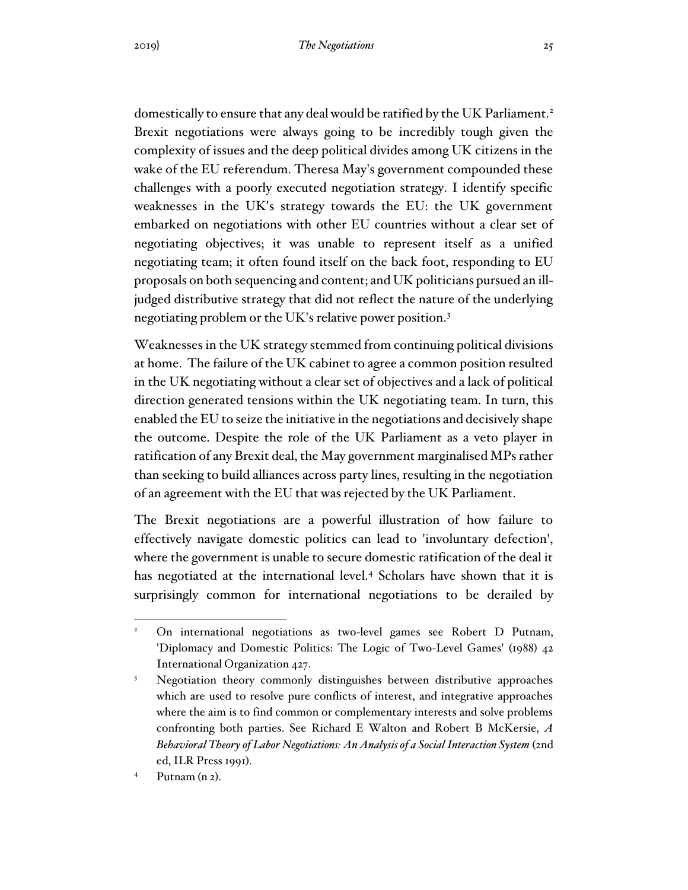domestically to ensure that any deal would be ratified by the UK Parliament.[2] Brexit negotiations were always going to be incredibly tough given the complexity of issues and the deep political divides among UK citizens in the wake of the EU referendum. Theresa May's government compounded these challenges with a poorly executed negotiation strategy. I identify specific weaknesses in the UK's strategy towards the EU: the UK government embarked on negotiations with other EU countries without a clear set of negotiating objectives; it was unable to represent itself as a unified negotiating team; it often found itself on the back foot, responding to EU proposals on both sequencing and content; and UK politicians pursued an ill-judged distributive strategy that did not reflect the nature of the underlying negotiating problem or the UK's relative power position.[3]

Weaknesses in the UK strategy stemmed from continuing political divisions at home. The failure of the UK cabinet to agree a common position resulted in the UK negotiating without a clear set of objectives and a lack of political direction generated tensions within the UK negotiating team. In turn, this enabled the EU to seize the initiative in the negotiations and decisively shape the outcome. Despite the role of the UK Parliament as a veto player in ratification of any Brexit deal, the May government marginalised MPs rather than seeking to build alliances across party lines, resulting in the negotiation of an agreement with the EU that was rejected by the UK Parliament.

The Brexit negotiations are a powerful illustration of how failure to effectively navigate domestic politics can lead to 'involuntary defection', where the government is unable to secure domestic ratification of the deal it has negotiated at the international level.[4] Scholars have shown that it is surprisingly common for international negotiations to be derailed by

---

[2] On international negotiations as two-level games see Robert D Putnam, 'Diplomacy and Domestic Politics: The Logic of Two-Level Games' (1988) 42 International Organization 427.

[3] Negotiation theory commonly distinguishes between distributive approaches which are used to resolve pure conflicts of interest, and integrative approaches where the aim is to find common or complementary interests and solve problems confronting both parties. See Richard E Walton and Robert B McKersie, *A Behavioral Theory of Labor Negotiations: An Analysis of a Social Interaction System* (2nd ed, ILR Press 1991).

[4] Putnam (n 2).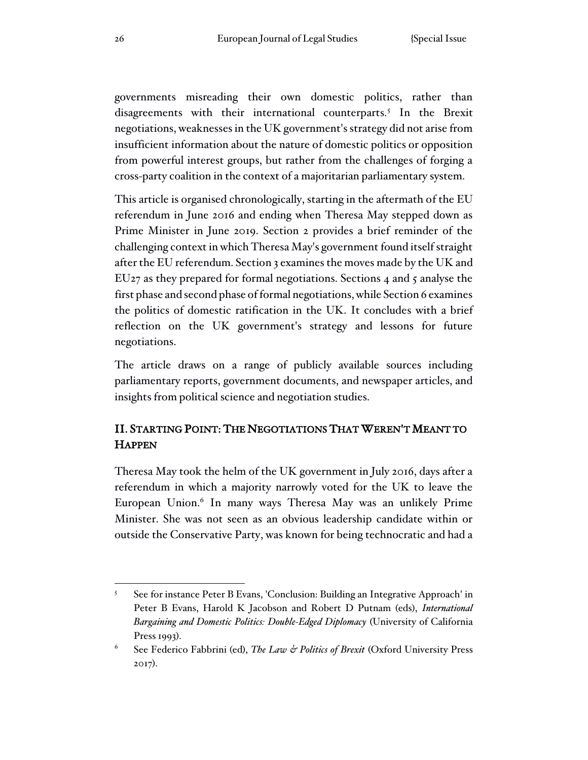governments misreading their own domestic politics, rather than disagreements with their international counterparts.[5] In the Brexit negotiations, weaknesses in the UK government's strategy did not arise from insufficient information about the nature of domestic politics or opposition from powerful interest groups, but rather from the challenges of forging a cross-party coalition in the context of a majoritarian parliamentary system.

This article is organised chronologically, starting in the aftermath of the EU referendum in June 2016 and ending when Theresa May stepped down as Prime Minister in June 2019. Section 2 provides a brief reminder of the challenging context in which Theresa May's government found itself straight after the EU referendum. Section 3 examines the moves made by the UK and EU27 as they prepared for formal negotiations. Sections 4 and 5 analyse the first phase and second phase of formal negotiations, while Section 6 examines the politics of domestic ratification in the UK. It concludes with a brief reflection on the UK government's strategy and lessons for future negotiations.

The article draws on a range of publicly available sources including parliamentary reports, government documents, and newspaper articles, and insights from political science and negotiation studies.

## II. Starting Point: The Negotiations That Weren't Meant to Happen

Theresa May took the helm of the UK government in July 2016, days after a referendum in which a majority narrowly voted for the UK to leave the European Union.[6] In many ways Theresa May was an unlikely Prime Minister. She was not seen as an obvious leadership candidate within or outside the Conservative Party, was known for being technocratic and had a

---

[5] See for instance Peter B Evans, 'Conclusion: Building an Integrative Approach' in Peter B Evans, Harold K Jacobson and Robert D Putnam (eds), *International Bargaining and Domestic Politics: Double-Edged Diplomacy* (University of California Press 1993).

[6] See Federico Fabbrini (ed), *The Law & Politics of Brexit* (Oxford University Press 2017).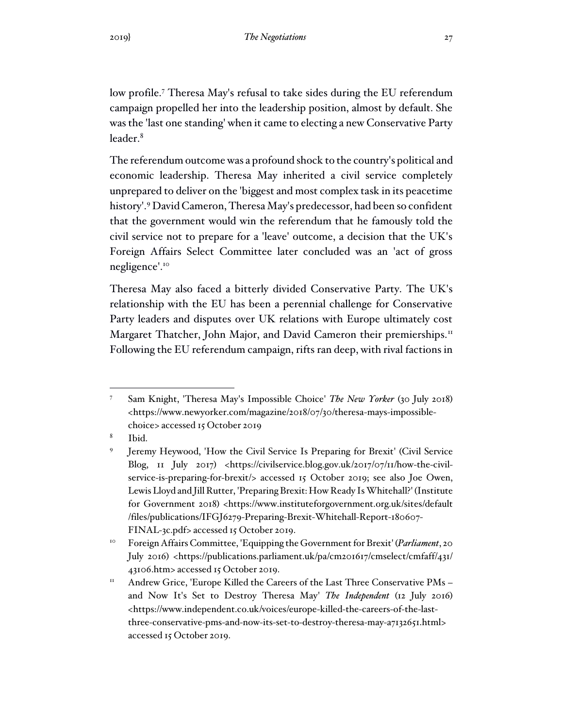low profile.[7] Theresa May's refusal to take sides during the EU referendum campaign propelled her into the leadership position, almost by default. She was the 'last one standing' when it came to electing a new Conservative Party leader.[8]

The referendum outcome was a profound shock to the country's political and economic leadership. Theresa May inherited a civil service completely unprepared to deliver on the 'biggest and most complex task in its peacetime history'.[9] David Cameron, Theresa May's predecessor, had been so confident that the government would win the referendum that he famously told the civil service not to prepare for a 'leave' outcome, a decision that the UK's Foreign Affairs Select Committee later concluded was an 'act of gross negligence'.[10]

Theresa May also faced a bitterly divided Conservative Party. The UK's relationship with the EU has been a perennial challenge for Conservative Party leaders and disputes over UK relations with Europe ultimately cost Margaret Thatcher, John Major, and David Cameron their premierships.[11] Following the EU referendum campaign, rifts ran deep, with rival factions in

---

[7] Sam Knight, 'Theresa May's Impossible Choice' *The New Yorker* (30 July 2018) <https://www.newyorker.com/magazine/2018/07/30/theresa-mays-impossible-choice> accessed 15 October 2019

[8] Ibid.

[9] Jeremy Heywood, 'How the Civil Service Is Preparing for Brexit' (Civil Service Blog, 11 July 2017) <https://civilservice.blog.gov.uk/2017/07/11/how-the-civil-service-is-preparing-for-brexit/> accessed 15 October 2019; see also Joe Owen, Lewis Lloyd and Jill Rutter, 'Preparing Brexit: How Ready Is Whitehall?' (Institute for Government 2018) <https://www.instituteforgovernment.org.uk/sites/default/files/publications/IFGJ6279-Preparing-Brexit-Whitehall-Report-180607-FINAL-3c.pdf> accessed 15 October 2019.

[10] Foreign Affairs Committee, 'Equipping the Government for Brexit' (*Parliament*, 20 July 2016) <https://publications.parliament.uk/pa/cm201617/cmselect/cmfaff/431/43106.htm> accessed 15 October 2019.

[11] Andrew Grice, 'Europe Killed the Careers of the Last Three Conservative PMs – and Now It's Set to Destroy Theresa May' *The Independent* (12 July 2016) <https://www.independent.co.uk/voices/europe-killed-the-careers-of-the-last-three-conservative-pms-and-now-its-set-to-destroy-theresa-may-a7132651.html> accessed 15 October 2019.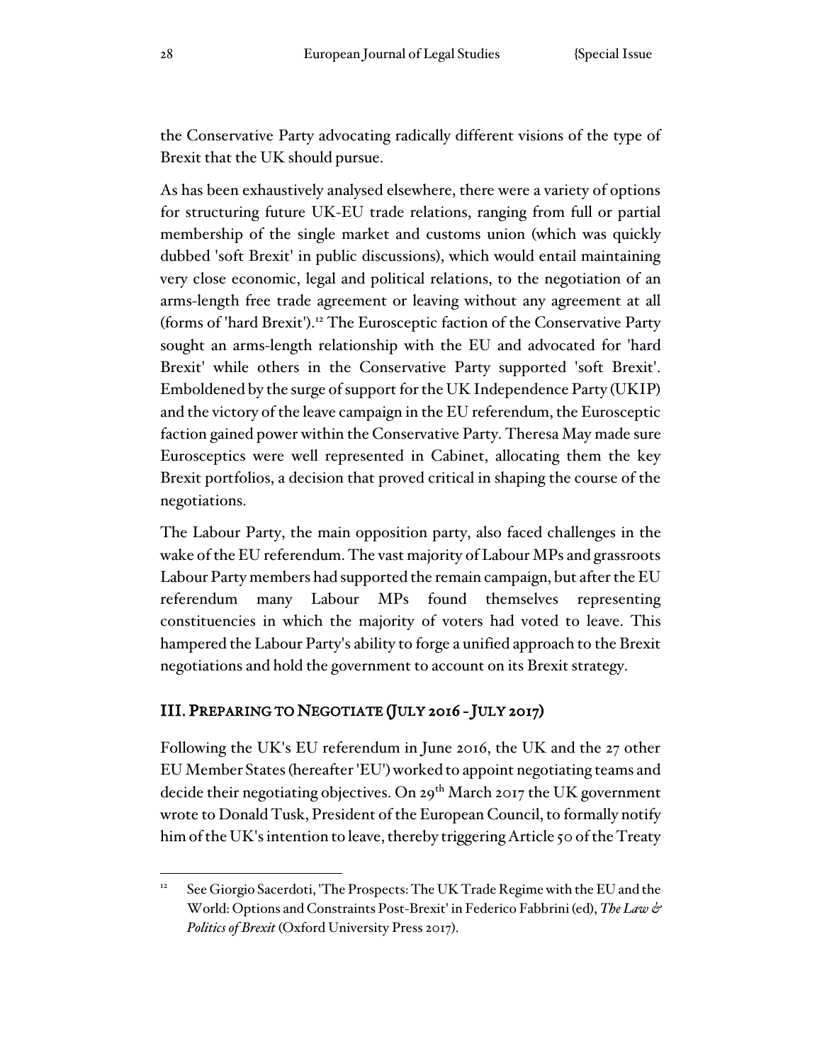the Conservative Party advocating radically different visions of the type of Brexit that the UK should pursue.

As has been exhaustively analysed elsewhere, there were a variety of options for structuring future UK-EU trade relations, ranging from full or partial membership of the single market and customs union (which was quickly dubbed 'soft Brexit' in public discussions), which would entail maintaining very close economic, legal and political relations, to the negotiation of an arms-length free trade agreement or leaving without any agreement at all (forms of 'hard Brexit').[12] The Eurosceptic faction of the Conservative Party sought an arms-length relationship with the EU and advocated for 'hard Brexit' while others in the Conservative Party supported 'soft Brexit'. Emboldened by the surge of support for the UK Independence Party (UKIP) and the victory of the leave campaign in the EU referendum, the Eurosceptic faction gained power within the Conservative Party. Theresa May made sure Eurosceptics were well represented in Cabinet, allocating them the key Brexit portfolios, a decision that proved critical in shaping the course of the negotiations.

The Labour Party, the main opposition party, also faced challenges in the wake of the EU referendum. The vast majority of Labour MPs and grassroots Labour Party members had supported the remain campaign, but after the EU referendum many Labour MPs found themselves representing constituencies in which the majority of voters had voted to leave. This hampered the Labour Party's ability to forge a unified approach to the Brexit negotiations and hold the government to account on its Brexit strategy.

## III. Preparing to Negotiate (July 2016 - July 2017)

Following the UK's EU referendum in June 2016, the UK and the 27 other EU Member States (hereafter 'EU') worked to appoint negotiating teams and decide their negotiating objectives. On 29th March 2017 the UK government wrote to Donald Tusk, President of the European Council, to formally notify him of the UK's intention to leave, thereby triggering Article 50 of the Treaty

[12] See Giorgio Sacerdoti, 'The Prospects: The UK Trade Regime with the EU and the World: Options and Constraints Post-Brexit' in Federico Fabbrini (ed), *The Law & Politics of Brexit* (Oxford University Press 2017).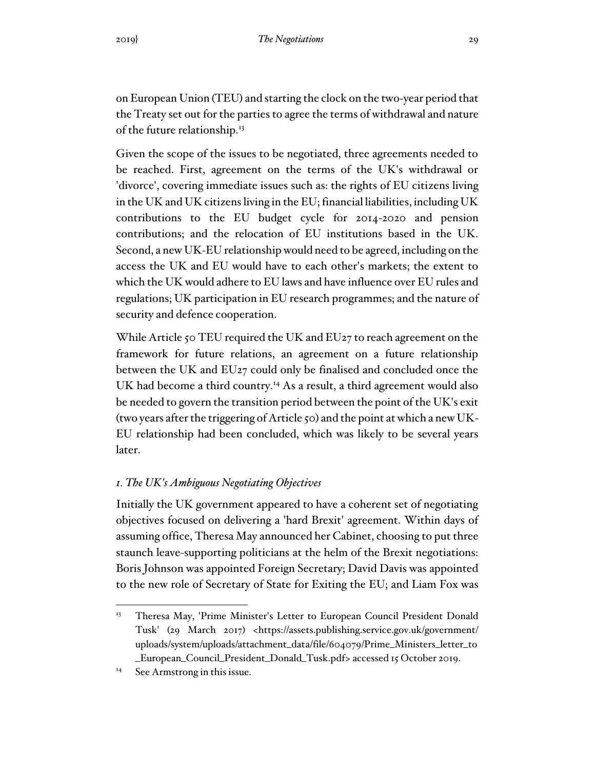on European Union (TEU) and starting the clock on the two-year period that the Treaty set out for the parties to agree the terms of withdrawal and nature of the future relationship.[13]

Given the scope of the issues to be negotiated, three agreements needed to be reached. First, agreement on the terms of the UK's withdrawal or 'divorce', covering immediate issues such as: the rights of EU citizens living in the UK and UK citizens living in the EU; financial liabilities, including UK contributions to the EU budget cycle for 2014-2020 and pension contributions; and the relocation of EU institutions based in the UK. Second, a new UK-EU relationship would need to be agreed, including on the access the UK and EU would have to each other's markets; the extent to which the UK would adhere to EU laws and have influence over EU rules and regulations; UK participation in EU research programmes; and the nature of security and defence cooperation.

While Article 50 TEU required the UK and EU27 to reach agreement on the framework for future relations, an agreement on a future relationship between the UK and EU27 could only be finalised and concluded once the UK had become a third country.[14] As a result, a third agreement would also be needed to govern the transition period between the point of the UK's exit (two years after the triggering of Article 50) and the point at which a new UK-EU relationship had been concluded, which was likely to be several years later.

### *1. The UK's Ambiguous Negotiating Objectives*

Initially the UK government appeared to have a coherent set of negotiating objectives focused on delivering a 'hard Brexit' agreement. Within days of assuming office, Theresa May announced her Cabinet, choosing to put three staunch leave-supporting politicians at the helm of the Brexit negotiations: Boris Johnson was appointed Foreign Secretary; David Davis was appointed to the new role of Secretary of State for Exiting the EU; and Liam Fox was

---

[13] Theresa May, 'Prime Minister's Letter to European Council President Donald Tusk' (29 March 2017) <https://assets.publishing.service.gov.uk/government/uploads/system/uploads/attachment_data/file/604079/Prime_Ministers_letter_to_European_Council_President_Donald_Tusk.pdf> accessed 15 October 2019.

[14] See Armstrong in this issue.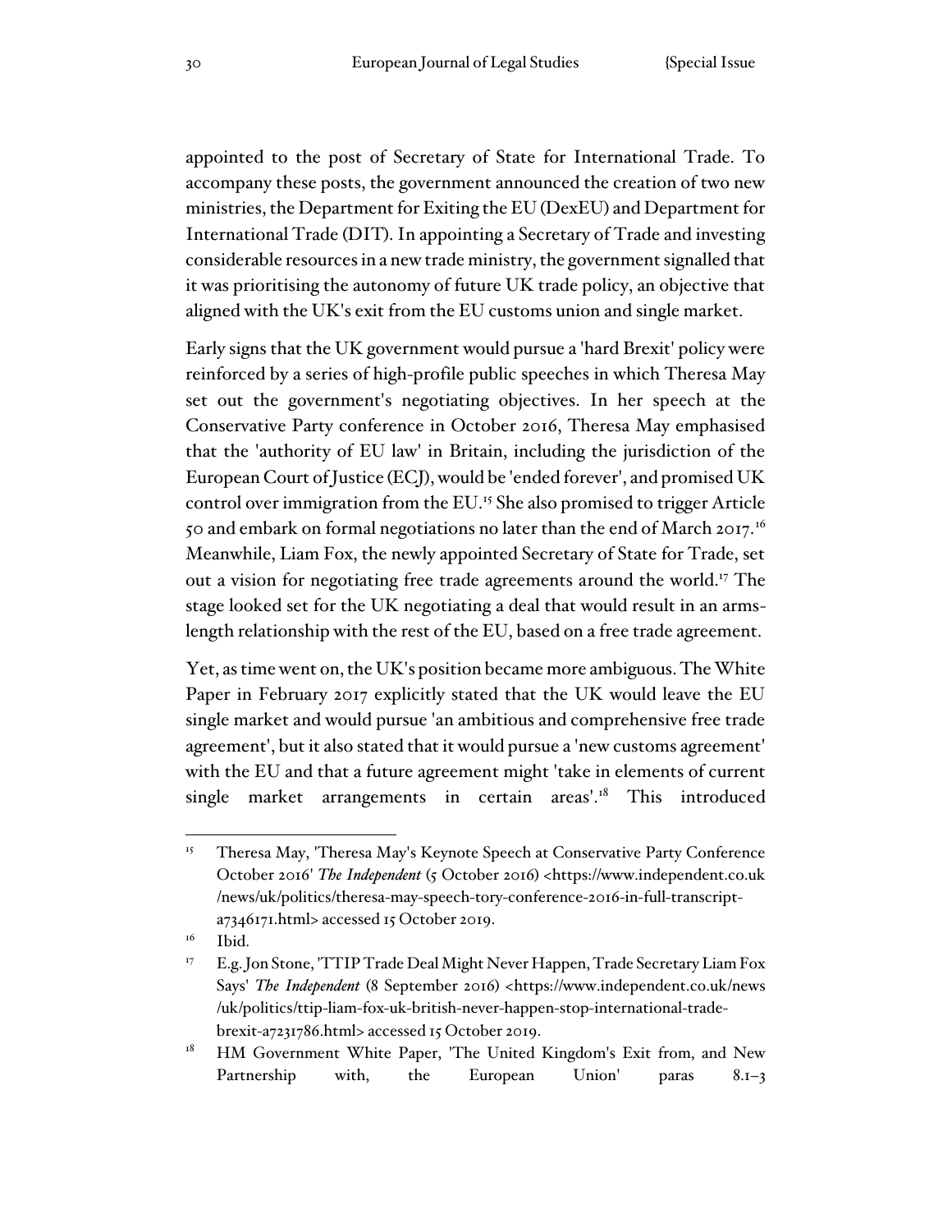appointed to the post of Secretary of State for International Trade. To accompany these posts, the government announced the creation of two new ministries, the Department for Exiting the EU (DexEU) and Department for International Trade (DIT). In appointing a Secretary of Trade and investing considerable resources in a new trade ministry, the government signalled that it was prioritising the autonomy of future UK trade policy, an objective that aligned with the UK's exit from the EU customs union and single market.

Early signs that the UK government would pursue a 'hard Brexit' policy were reinforced by a series of high-profile public speeches in which Theresa May set out the government's negotiating objectives. In her speech at the Conservative Party conference in October 2016, Theresa May emphasised that the 'authority of EU law' in Britain, including the jurisdiction of the European Court of Justice (ECJ), would be 'ended forever', and promised UK control over immigration from the EU.[15] She also promised to trigger Article 50 and embark on formal negotiations no later than the end of March 2017.[16] Meanwhile, Liam Fox, the newly appointed Secretary of State for Trade, set out a vision for negotiating free trade agreements around the world.[17] The stage looked set for the UK negotiating a deal that would result in an arms-length relationship with the rest of the EU, based on a free trade agreement.

Yet, as time went on, the UK's position became more ambiguous. The White Paper in February 2017 explicitly stated that the UK would leave the EU single market and would pursue 'an ambitious and comprehensive free trade agreement', but it also stated that it would pursue a 'new customs agreement' with the EU and that a future agreement might 'take in elements of current single market arrangements in certain areas'.[18] This introduced

---

[15] Theresa May, 'Theresa May's Keynote Speech at Conservative Party Conference October 2016' *The Independent* (5 October 2016) <https://www.independent.co.uk/news/uk/politics/theresa-may-speech-tory-conference-2016-in-full-transcript-a7346171.html> accessed 15 October 2019.

[16] Ibid.

[17] E.g. Jon Stone, 'TTIP Trade Deal Might Never Happen, Trade Secretary Liam Fox Says' *The Independent* (8 September 2016) <https://www.independent.co.uk/news/uk/politics/ttip-liam-fox-uk-british-never-happen-stop-international-trade-brexit-a7231786.html> accessed 15 October 2019.

[18] HM Government White Paper, 'The United Kingdom's Exit from, and New Partnership with, the European Union' paras 8.1–3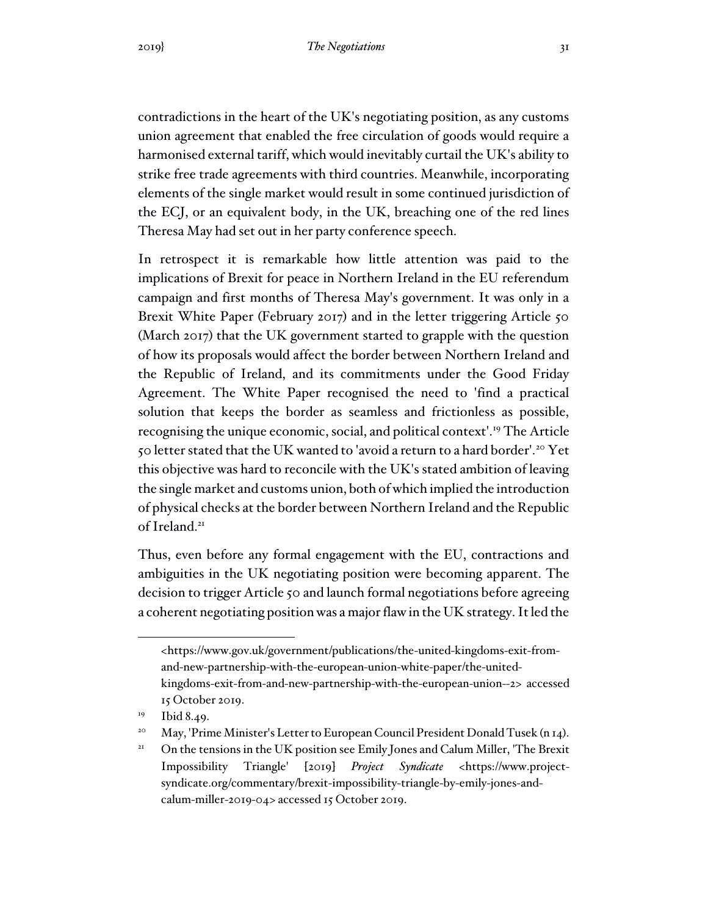contradictions in the heart of the UK's negotiating position, as any customs union agreement that enabled the free circulation of goods would require a harmonised external tariff, which would inevitably curtail the UK's ability to strike free trade agreements with third countries. Meanwhile, incorporating elements of the single market would result in some continued jurisdiction of the ECJ, or an equivalent body, in the UK, breaching one of the red lines Theresa May had set out in her party conference speech.

In retrospect it is remarkable how little attention was paid to the implications of Brexit for peace in Northern Ireland in the EU referendum campaign and first months of Theresa May's government. It was only in a Brexit White Paper (February 2017) and in the letter triggering Article 50 (March 2017) that the UK government started to grapple with the question of how its proposals would affect the border between Northern Ireland and the Republic of Ireland, and its commitments under the Good Friday Agreement. The White Paper recognised the need to 'find a practical solution that keeps the border as seamless and frictionless as possible, recognising the unique economic, social, and political context'.[19] The Article 50 letter stated that the UK wanted to 'avoid a return to a hard border'.[20] Yet this objective was hard to reconcile with the UK's stated ambition of leaving the single market and customs union, both of which implied the introduction of physical checks at the border between Northern Ireland and the Republic of Ireland.[21]

Thus, even before any formal engagement with the EU, contractions and ambiguities in the UK negotiating position were becoming apparent. The decision to trigger Article 50 and launch formal negotiations before agreeing a coherent negotiating position was a major flaw in the UK strategy. It led the

---

<https://www.gov.uk/government/publications/the-united-kingdoms-exit-from-and-new-partnership-with-the-european-union-white-paper/the-united-kingdoms-exit-from-and-new-partnership-with-the-european-union--2> accessed 15 October 2019.

[19] Ibid 8.49.

[20] May, 'Prime Minister's Letter to European Council President Donald Tusek (n 14).

[21] On the tensions in the UK position see Emily Jones and Calum Miller, 'The Brexit Impossibility Triangle' [2019] *Project Syndicate* <https://www.project-syndicate.org/commentary/brexit-impossibility-triangle-by-emily-jones-and-calum-miller-2019-04> accessed 15 October 2019.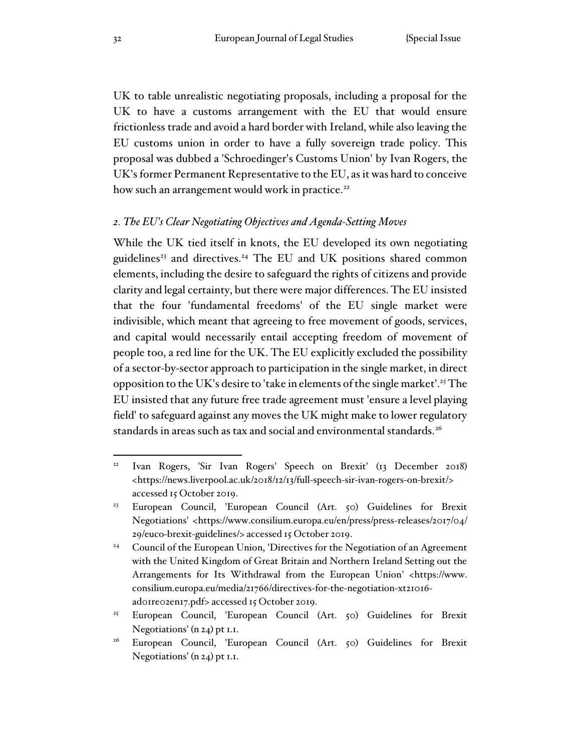UK to table unrealistic negotiating proposals, including a proposal for the UK to have a customs arrangement with the EU that would ensure frictionless trade and avoid a hard border with Ireland, while also leaving the EU customs union in order to have a fully sovereign trade policy. This proposal was dubbed a 'Schroedinger's Customs Union' by Ivan Rogers, the UK's former Permanent Representative to the EU, as it was hard to conceive how such an arrangement would work in practice.[22]

### *2. The EU's Clear Negotiating Objectives and Agenda-Setting Moves*

While the UK tied itself in knots, the EU developed its own negotiating guidelines[23] and directives.[24] The EU and UK positions shared common elements, including the desire to safeguard the rights of citizens and provide clarity and legal certainty, but there were major differences. The EU insisted that the four 'fundamental freedoms' of the EU single market were indivisible, which meant that agreeing to free movement of goods, services, and capital would necessarily entail accepting freedom of movement of people too, a red line for the UK. The EU explicitly excluded the possibility of a sector-by-sector approach to participation in the single market, in direct opposition to the UK's desire to 'take in elements of the single market'.[25] The EU insisted that any future free trade agreement must 'ensure a level playing field' to safeguard against any moves the UK might make to lower regulatory standards in areas such as tax and social and environmental standards.[26]

---

[22] Ivan Rogers, 'Sir Ivan Rogers' Speech on Brexit' (13 December 2018) <https://news.liverpool.ac.uk/2018/12/13/full-speech-sir-ivan-rogers-on-brexit/> accessed 15 October 2019.

[23] European Council, 'European Council (Art. 50) Guidelines for Brexit Negotiations' <https://www.consilium.europa.eu/en/press/press-releases/2017/04/29/euco-brexit-guidelines/> accessed 15 October 2019.

[24] Council of the European Union, 'Directives for the Negotiation of an Agreement with the United Kingdom of Great Britain and Northern Ireland Setting out the Arrangements for Its Withdrawal from the European Union' <https://www.consilium.europa.eu/media/21766/directives-for-the-negotiation-xt21016-ad01re02en17.pdf> accessed 15 October 2019.

[25] European Council, 'European Council (Art. 50) Guidelines for Brexit Negotiations' (n 24) pt 1.1.

[26] European Council, 'European Council (Art. 50) Guidelines for Brexit Negotiations' (n 24) pt 1.1.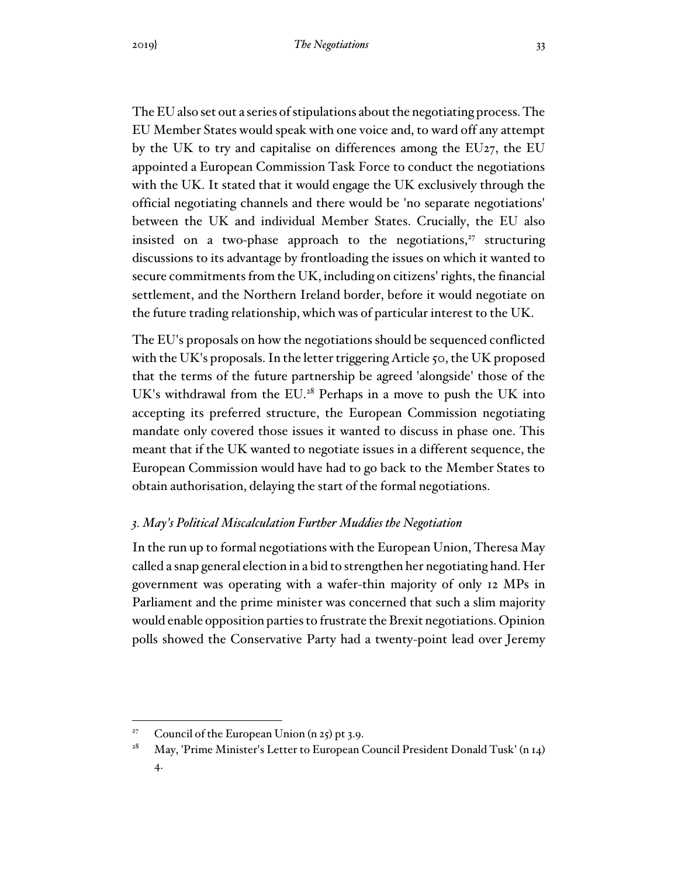The EU also set out a series of stipulations about the negotiating process. The EU Member States would speak with one voice and, to ward off any attempt by the UK to try and capitalise on differences among the EU27, the EU appointed a European Commission Task Force to conduct the negotiations with the UK. It stated that it would engage the UK exclusively through the official negotiating channels and there would be 'no separate negotiations' between the UK and individual Member States. Crucially, the EU also insisted on a two-phase approach to the negotiations,[27] structuring discussions to its advantage by frontloading the issues on which it wanted to secure commitments from the UK, including on citizens' rights, the financial settlement, and the Northern Ireland border, before it would negotiate on the future trading relationship, which was of particular interest to the UK.

The EU's proposals on how the negotiations should be sequenced conflicted with the UK's proposals. In the letter triggering Article 50, the UK proposed that the terms of the future partnership be agreed 'alongside' those of the UK's withdrawal from the EU.[28] Perhaps in a move to push the UK into accepting its preferred structure, the European Commission negotiating mandate only covered those issues it wanted to discuss in phase one. This meant that if the UK wanted to negotiate issues in a different sequence, the European Commission would have had to go back to the Member States to obtain authorisation, delaying the start of the formal negotiations.

### *3. May's Political Miscalculation Further Muddies the Negotiation*

In the run up to formal negotiations with the European Union, Theresa May called a snap general election in a bid to strengthen her negotiating hand. Her government was operating with a wafer-thin majority of only 12 MPs in Parliament and the prime minister was concerned that such a slim majority would enable opposition parties to frustrate the Brexit negotiations. Opinion polls showed the Conservative Party had a twenty-point lead over Jeremy

---

[27] Council of the European Union (n 25) pt 3.9.

[28] May, 'Prime Minister's Letter to European Council President Donald Tusk' (n 14) 4.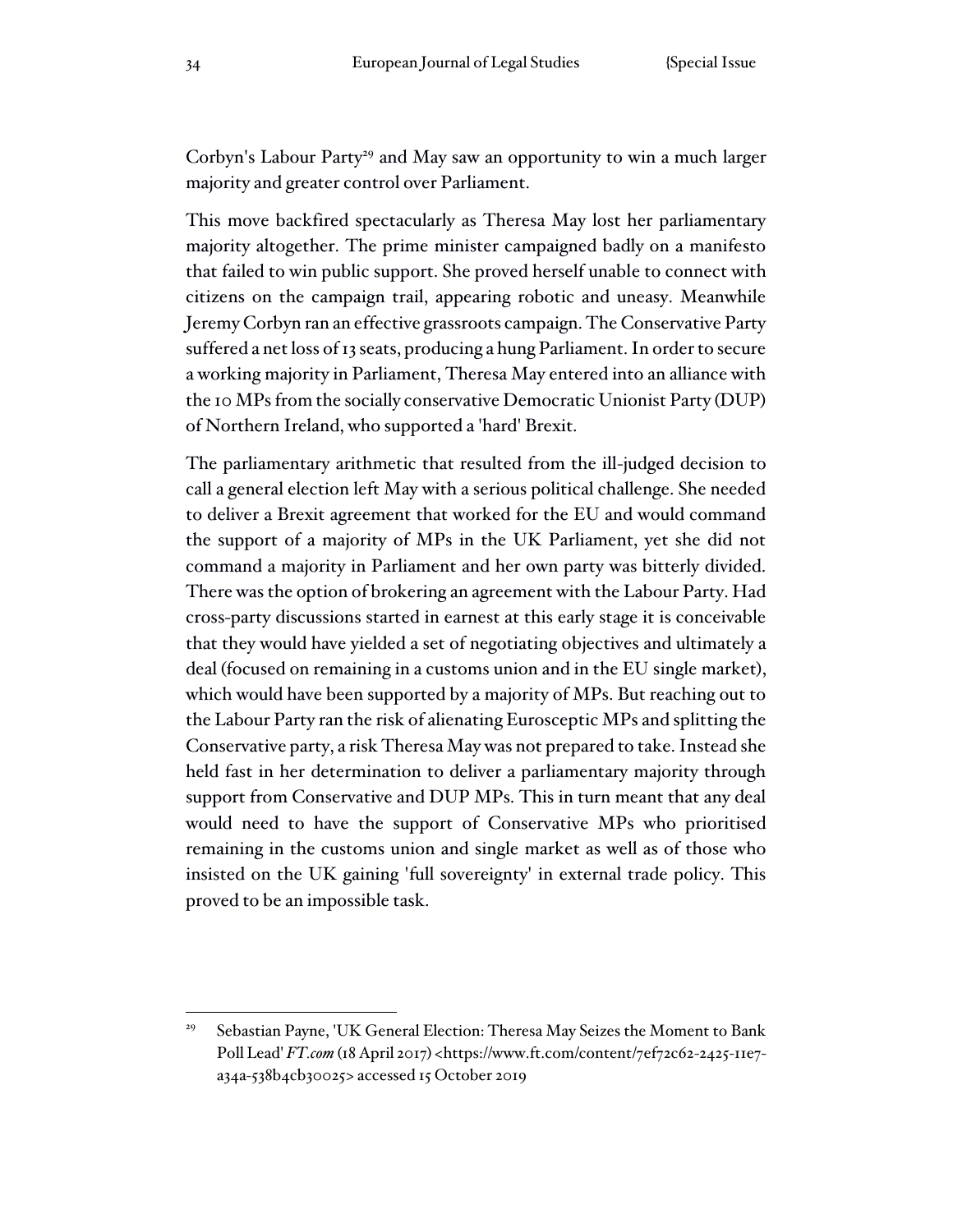Corbyn's Labour Party[29] and May saw an opportunity to win a much larger majority and greater control over Parliament.

This move backfired spectacularly as Theresa May lost her parliamentary majority altogether. The prime minister campaigned badly on a manifesto that failed to win public support. She proved herself unable to connect with citizens on the campaign trail, appearing robotic and uneasy. Meanwhile Jeremy Corbyn ran an effective grassroots campaign. The Conservative Party suffered a net loss of 13 seats, producing a hung Parliament. In order to secure a working majority in Parliament, Theresa May entered into an alliance with the 10 MPs from the socially conservative Democratic Unionist Party (DUP) of Northern Ireland, who supported a 'hard' Brexit.

The parliamentary arithmetic that resulted from the ill-judged decision to call a general election left May with a serious political challenge. She needed to deliver a Brexit agreement that worked for the EU and would command the support of a majority of MPs in the UK Parliament, yet she did not command a majority in Parliament and her own party was bitterly divided. There was the option of brokering an agreement with the Labour Party. Had cross-party discussions started in earnest at this early stage it is conceivable that they would have yielded a set of negotiating objectives and ultimately a deal (focused on remaining in a customs union and in the EU single market), which would have been supported by a majority of MPs. But reaching out to the Labour Party ran the risk of alienating Eurosceptic MPs and splitting the Conservative party, a risk Theresa May was not prepared to take. Instead she held fast in her determination to deliver a parliamentary majority through support from Conservative and DUP MPs. This in turn meant that any deal would need to have the support of Conservative MPs who prioritised remaining in the customs union and single market as well as of those who insisted on the UK gaining 'full sovereignty' in external trade policy. This proved to be an impossible task.

---

[29] Sebastian Payne, 'UK General Election: Theresa May Seizes the Moment to Bank Poll Lead' *FT.com* (18 April 2017) <https://www.ft.com/content/7ef72c62-2425-11e7-a34a-538b4cb30025> accessed 15 October 2019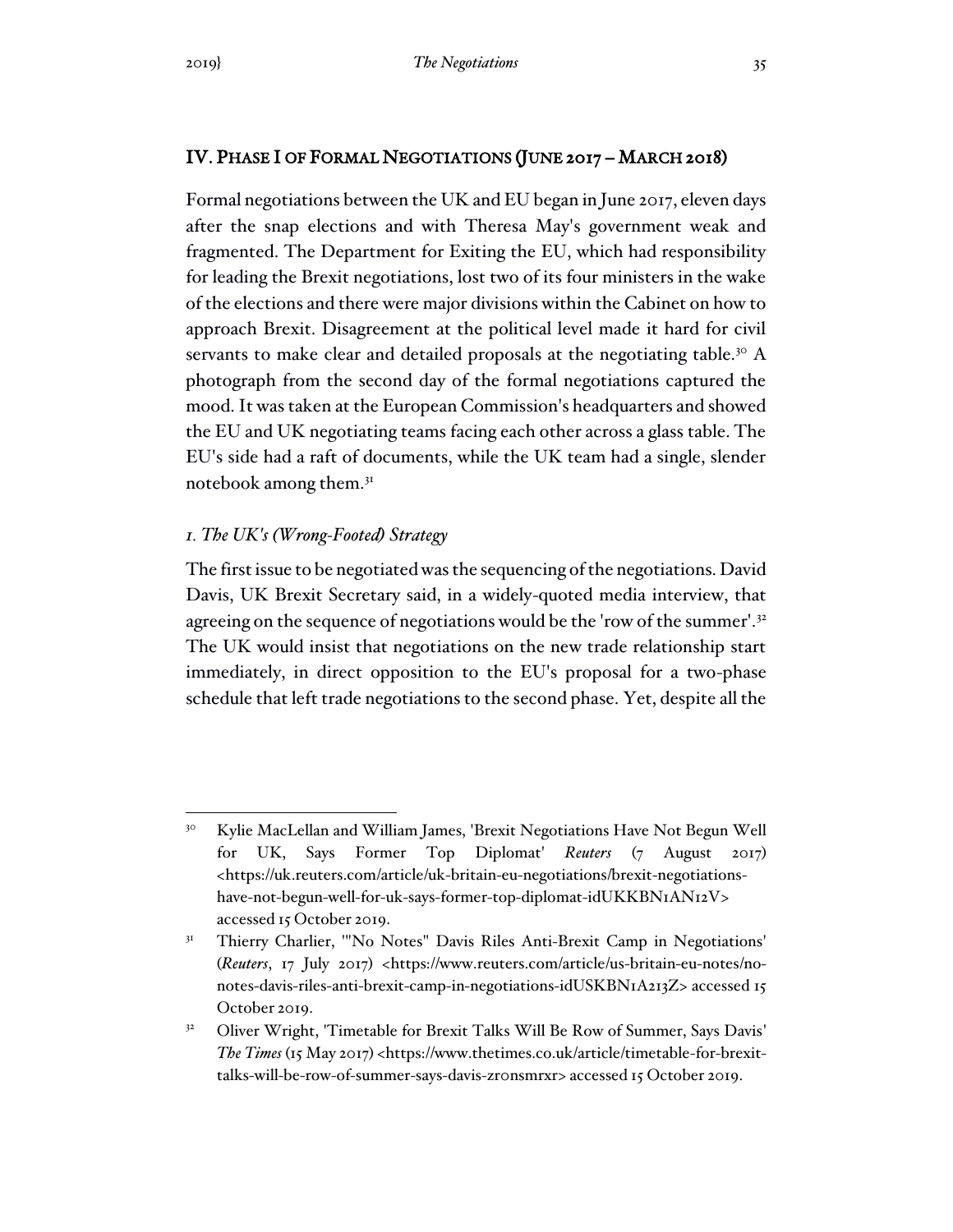## IV. Phase I of Formal Negotiations (June 2017 – March 2018)

Formal negotiations between the UK and EU began in June 2017, eleven days after the snap elections and with Theresa May's government weak and fragmented. The Department for Exiting the EU, which had responsibility for leading the Brexit negotiations, lost two of its four ministers in the wake of the elections and there were major divisions within the Cabinet on how to approach Brexit. Disagreement at the political level made it hard for civil servants to make clear and detailed proposals at the negotiating table.[30] A photograph from the second day of the formal negotiations captured the mood. It was taken at the European Commission's headquarters and showed the EU and UK negotiating teams facing each other across a glass table. The EU's side had a raft of documents, while the UK team had a single, slender notebook among them.[31]

### *1. The UK's (Wrong-Footed) Strategy*

The first issue to be negotiated was the sequencing of the negotiations. David Davis, UK Brexit Secretary said, in a widely-quoted media interview, that agreeing on the sequence of negotiations would be the 'row of the summer'.[32] The UK would insist that negotiations on the new trade relationship start immediately, in direct opposition to the EU's proposal for a two-phase schedule that left trade negotiations to the second phase. Yet, despite all the

---

[30] Kylie MacLellan and William James, 'Brexit Negotiations Have Not Begun Well for UK, Says Former Top Diplomat' *Reuters* (7 August 2017) <https://uk.reuters.com/article/uk-britain-eu-negotiations/brexit-negotiations-have-not-begun-well-for-uk-says-former-top-diplomat-idUKKBN1AN12V> accessed 15 October 2019.

[31] Thierry Charlier, '"No Notes" Davis Riles Anti-Brexit Camp in Negotiations' (*Reuters*, 17 July 2017) <https://www.reuters.com/article/us-britain-eu-notes/no-notes-davis-riles-anti-brexit-camp-in-negotiations-idUSKBN1A213Z> accessed 15 October 2019.

[32] Oliver Wright, 'Timetable for Brexit Talks Will Be Row of Summer, Says Davis' *The Times* (15 May 2017) <https://www.thetimes.co.uk/article/timetable-for-brexit-talks-will-be-row-of-summer-says-davis-zr0nsmrxr> accessed 15 October 2019.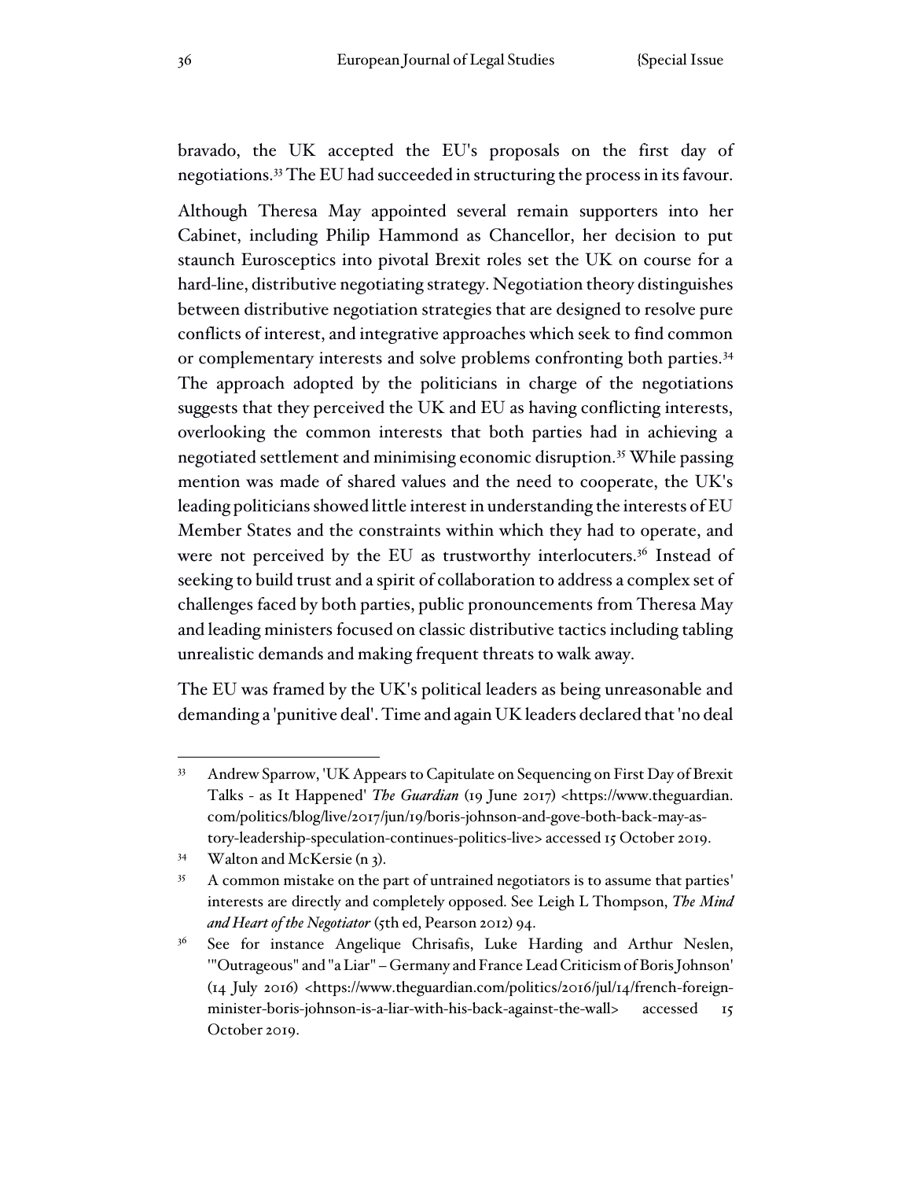bravado, the UK accepted the EU's proposals on the first day of negotiations.[33] The EU had succeeded in structuring the process in its favour.

Although Theresa May appointed several remain supporters into her Cabinet, including Philip Hammond as Chancellor, her decision to put staunch Eurosceptics into pivotal Brexit roles set the UK on course for a hard-line, distributive negotiating strategy. Negotiation theory distinguishes between distributive negotiation strategies that are designed to resolve pure conflicts of interest, and integrative approaches which seek to find common or complementary interests and solve problems confronting both parties.[34] The approach adopted by the politicians in charge of the negotiations suggests that they perceived the UK and EU as having conflicting interests, overlooking the common interests that both parties had in achieving a negotiated settlement and minimising economic disruption.[35] While passing mention was made of shared values and the need to cooperate, the UK's leading politicians showed little interest in understanding the interests of EU Member States and the constraints within which they had to operate, and were not perceived by the EU as trustworthy interlocuters.[36] Instead of seeking to build trust and a spirit of collaboration to address a complex set of challenges faced by both parties, public pronouncements from Theresa May and leading ministers focused on classic distributive tactics including tabling unrealistic demands and making frequent threats to walk away.

The EU was framed by the UK's political leaders as being unreasonable and demanding a 'punitive deal'. Time and again UK leaders declared that 'no deal

---

[33] Andrew Sparrow, 'UK Appears to Capitulate on Sequencing on First Day of Brexit Talks - as It Happened' *The Guardian* (19 June 2017) <https://www.theguardian.com/politics/blog/live/2017/jun/19/boris-johnson-and-gove-both-back-may-as-tory-leadership-speculation-continues-politics-live> accessed 15 October 2019.

[34] Walton and McKersie (n 3).

[35] A common mistake on the part of untrained negotiators is to assume that parties' interests are directly and completely opposed. See Leigh L Thompson, *The Mind and Heart of the Negotiator* (5th ed, Pearson 2012) 94.

[36] See for instance Angelique Chrisafis, Luke Harding and Arthur Neslen, '"Outrageous" and "a Liar" – Germany and France Lead Criticism of Boris Johnson' (14 July 2016) <https://www.theguardian.com/politics/2016/jul/14/french-foreign-minister-boris-johnson-is-a-liar-with-his-back-against-the-wall> accessed 15 October 2019.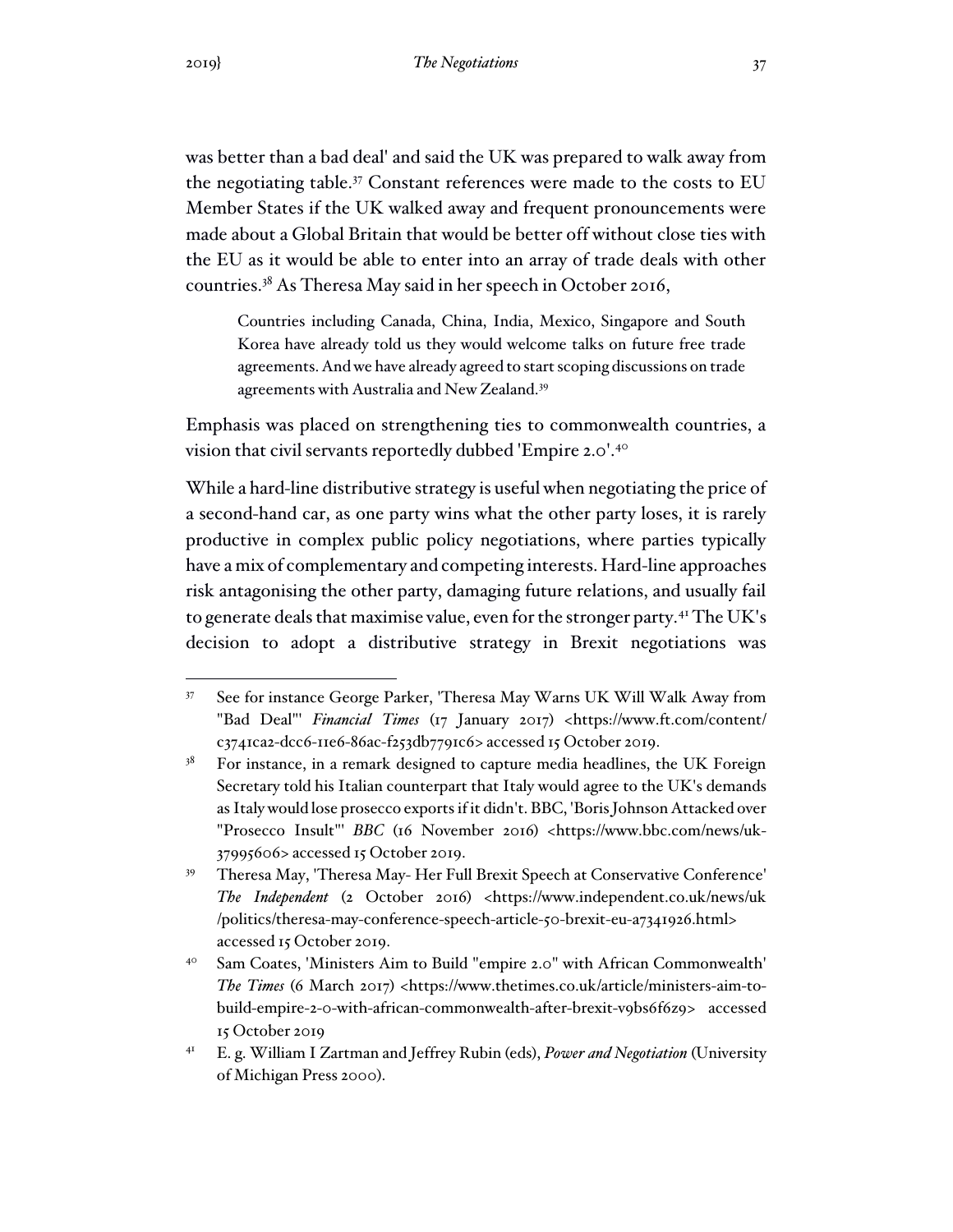was better than a bad deal' and said the UK was prepared to walk away from the negotiating table.[37] Constant references were made to the costs to EU Member States if the UK walked away and frequent pronouncements were made about a Global Britain that would be better off without close ties with the EU as it would be able to enter into an array of trade deals with other countries.[38] As Theresa May said in her speech in October 2016,

> Countries including Canada, China, India, Mexico, Singapore and South Korea have already told us they would welcome talks on future free trade agreements. And we have already agreed to start scoping discussions on trade agreements with Australia and New Zealand.[39]

Emphasis was placed on strengthening ties to commonwealth countries, a vision that civil servants reportedly dubbed 'Empire 2.0'.[40]

While a hard-line distributive strategy is useful when negotiating the price of a second-hand car, as one party wins what the other party loses, it is rarely productive in complex public policy negotiations, where parties typically have a mix of complementary and competing interests. Hard-line approaches risk antagonising the other party, damaging future relations, and usually fail to generate deals that maximise value, even for the stronger party.[41] The UK's decision to adopt a distributive strategy in Brexit negotiations was

---

[37] See for instance George Parker, 'Theresa May Warns UK Will Walk Away from "Bad Deal"' *Financial Times* (17 January 2017) <https://www.ft.com/content/c3741ca2-dcc6-11e6-86ac-f253db7791c6> accessed 15 October 2019.

[38] For instance, in a remark designed to capture media headlines, the UK Foreign Secretary told his Italian counterpart that Italy would agree to the UK's demands as Italy would lose prosecco exports if it didn't. BBC, 'Boris Johnson Attacked over "Prosecco Insult"' *BBC* (16 November 2016) <https://www.bbc.com/news/uk-37995606> accessed 15 October 2019.

[39] Theresa May, 'Theresa May- Her Full Brexit Speech at Conservative Conference' *The Independent* (2 October 2016) <https://www.independent.co.uk/news/uk/politics/theresa-may-conference-speech-article-50-brexit-eu-a7341926.html> accessed 15 October 2019.

[40] Sam Coates, 'Ministers Aim to Build "empire 2.0" with African Commonwealth' *The Times* (6 March 2017) <https://www.thetimes.co.uk/article/ministers-aim-to-build-empire-2-0-with-african-commonwealth-after-brexit-v9bs6f6z9> accessed 15 October 2019

[41] E. g. William I Zartman and Jeffrey Rubin (eds), *Power and Negotiation* (University of Michigan Press 2000).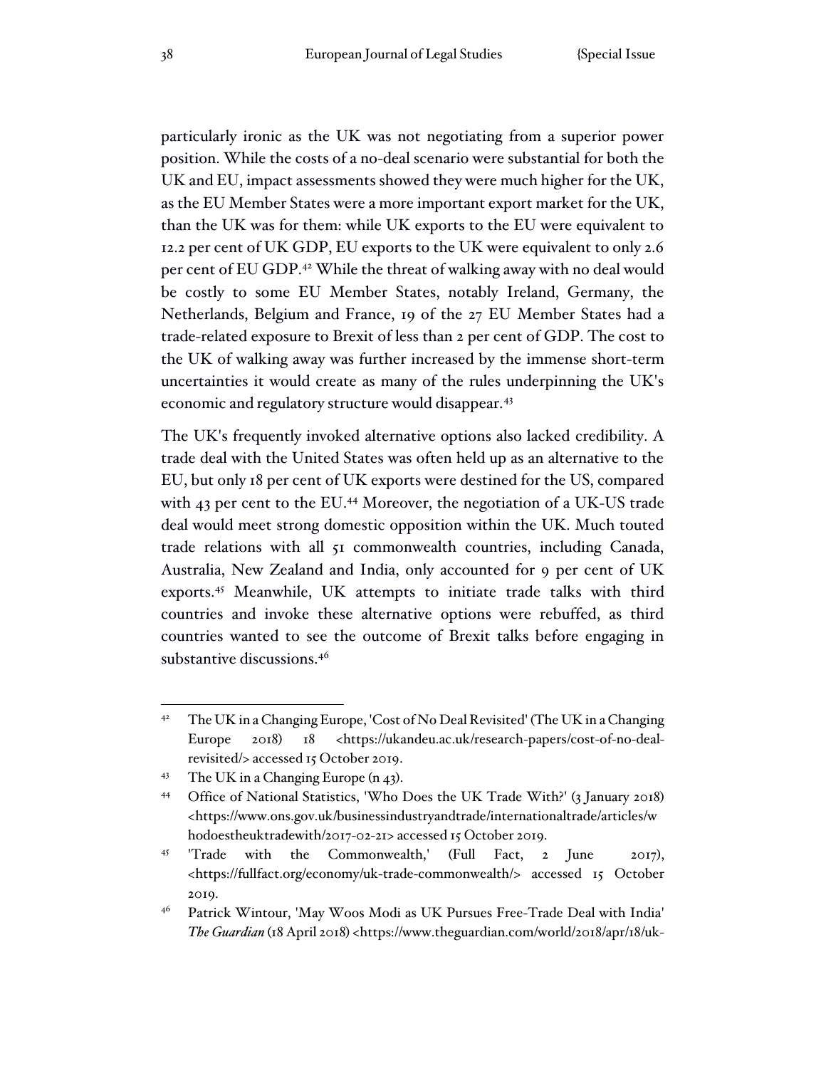particularly ironic as the UK was not negotiating from a superior power position. While the costs of a no-deal scenario were substantial for both the UK and EU, impact assessments showed they were much higher for the UK, as the EU Member States were a more important export market for the UK, than the UK was for them: while UK exports to the EU were equivalent to 12.2 per cent of UK GDP, EU exports to the UK were equivalent to only 2.6 per cent of EU GDP.[42] While the threat of walking away with no deal would be costly to some EU Member States, notably Ireland, Germany, the Netherlands, Belgium and France, 19 of the 27 EU Member States had a trade-related exposure to Brexit of less than 2 per cent of GDP. The cost to the UK of walking away was further increased by the immense short-term uncertainties it would create as many of the rules underpinning the UK's economic and regulatory structure would disappear.[43]

The UK's frequently invoked alternative options also lacked credibility. A trade deal with the United States was often held up as an alternative to the EU, but only 18 per cent of UK exports were destined for the US, compared with 43 per cent to the EU.[44] Moreover, the negotiation of a UK-US trade deal would meet strong domestic opposition within the UK. Much touted trade relations with all 51 commonwealth countries, including Canada, Australia, New Zealand and India, only accounted for 9 per cent of UK exports.[45] Meanwhile, UK attempts to initiate trade talks with third countries and invoke these alternative options were rebuffed, as third countries wanted to see the outcome of Brexit talks before engaging in substantive discussions.[46]

---

[42] The UK in a Changing Europe, 'Cost of No Deal Revisited' (The UK in a Changing Europe 2018) 18 <https://ukandeu.ac.uk/research-papers/cost-of-no-deal-revisited/> accessed 15 October 2019.

[43] The UK in a Changing Europe (n 43).

[44] Office of National Statistics, 'Who Does the UK Trade With?' (3 January 2018) <https://www.ons.gov.uk/businessindustryandtrade/internationaltrade/articles/whodoestheuktradewith/2017-02-21> accessed 15 October 2019.

[45] 'Trade with the Commonwealth,' (Full Fact, 2 June 2017), <https://fullfact.org/economy/uk-trade-commonwealth/> accessed 15 October 2019.

[46] Patrick Wintour, 'May Woos Modi as UK Pursues Free-Trade Deal with India' *The Guardian* (18 April 2018) <https://www.theguardian.com/world/2018/apr/18/uk-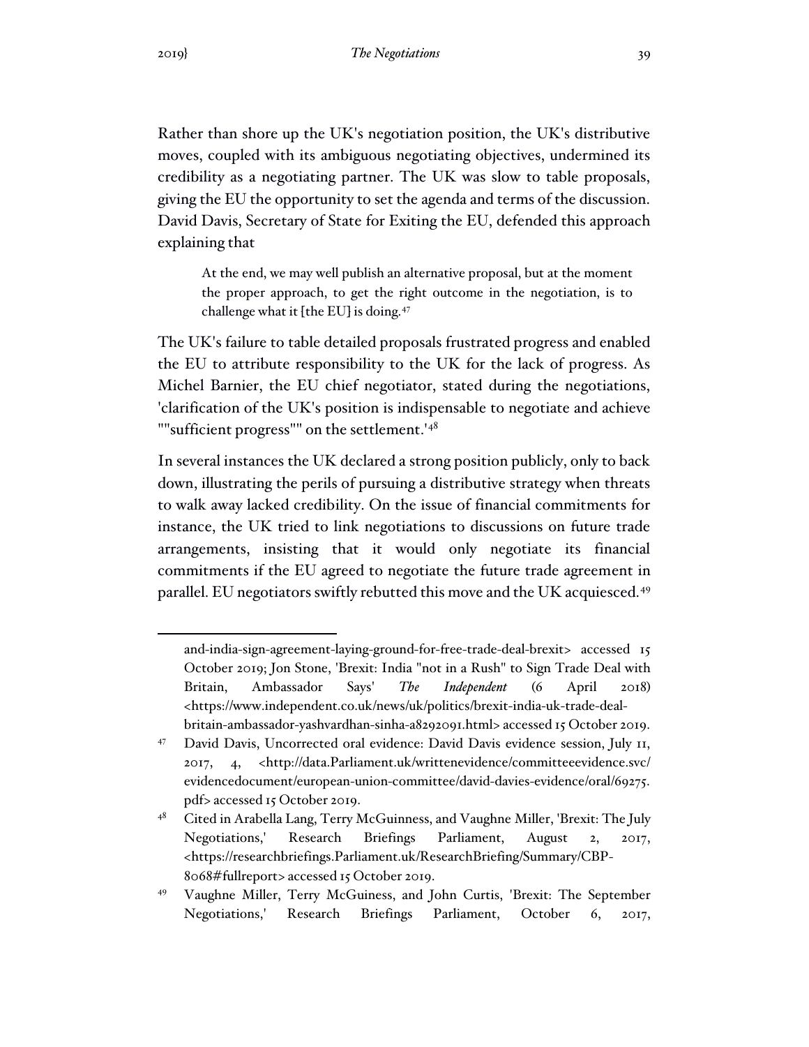Rather than shore up the UK's negotiation position, the UK's distributive moves, coupled with its ambiguous negotiating objectives, undermined its credibility as a negotiating partner. The UK was slow to table proposals, giving the EU the opportunity to set the agenda and terms of the discussion. David Davis, Secretary of State for Exiting the EU, defended this approach explaining that

> At the end, we may well publish an alternative proposal, but at the moment the proper approach, to get the right outcome in the negotiation, is to challenge what it [the EU] is doing.[47]

The UK's failure to table detailed proposals frustrated progress and enabled the EU to attribute responsibility to the UK for the lack of progress. As Michel Barnier, the EU chief negotiator, stated during the negotiations, 'clarification of the UK's position is indispensable to negotiate and achieve ""sufficient progress"" on the settlement.'[48]

In several instances the UK declared a strong position publicly, only to back down, illustrating the perils of pursuing a distributive strategy when threats to walk away lacked credibility. On the issue of financial commitments for instance, the UK tried to link negotiations to discussions on future trade arrangements, insisting that it would only negotiate its financial commitments if the EU agreed to negotiate the future trade agreement in parallel. EU negotiators swiftly rebutted this move and the UK acquiesced.[49]

---

and-india-sign-agreement-laying-ground-for-free-trade-deal-brexit> accessed 15 October 2019; Jon Stone, 'Brexit: India "not in a Rush" to Sign Trade Deal with Britain, Ambassador Says' *The Independent* (6 April 2018) <https://www.independent.co.uk/news/uk/politics/brexit-india-uk-trade-deal-britain-ambassador-yashvardhan-sinha-a8292091.html> accessed 15 October 2019.

[47] David Davis, Uncorrected oral evidence: David Davis evidence session, July 11, 2017, 4, <http://data.Parliament.uk/writtenevidence/committeeevidence.svc/evidencedocument/european-union-committee/david-davies-evidence/oral/69275.pdf> accessed 15 October 2019.

[48] Cited in Arabella Lang, Terry McGuinness, and Vaughne Miller, 'Brexit: The July Negotiations,' Research Briefings Parliament, August 2, 2017, <https://researchbriefings.Parliament.uk/ResearchBriefing/Summary/CBP-8068#fullreport> accessed 15 October 2019.

[49] Vaughne Miller, Terry McGuiness, and John Curtis, 'Brexit: The September Negotiations,' Research Briefings Parliament, October 6, 2017,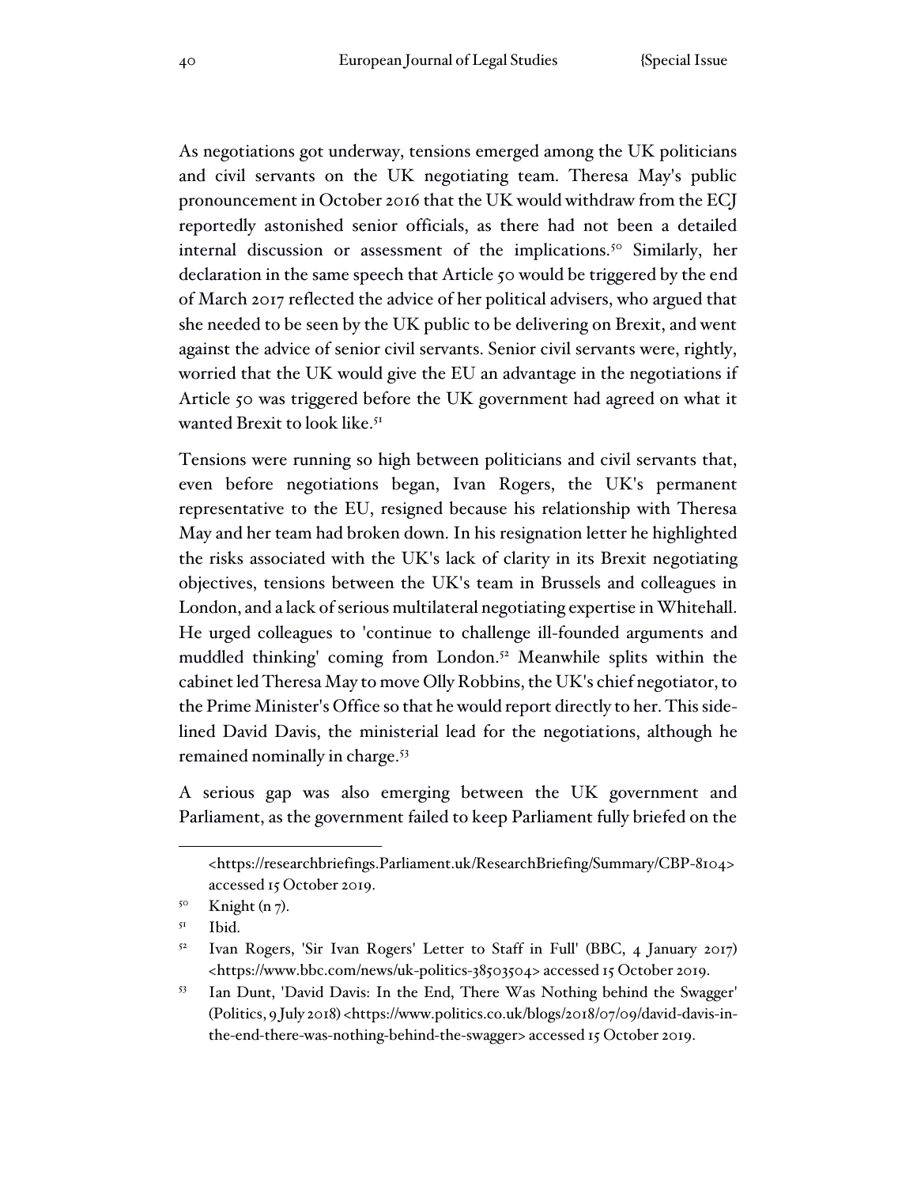As negotiations got underway, tensions emerged among the UK politicians and civil servants on the UK negotiating team. Theresa May's public pronouncement in October 2016 that the UK would withdraw from the ECJ reportedly astonished senior officials, as there had not been a detailed internal discussion or assessment of the implications.[50] Similarly, her declaration in the same speech that Article 50 would be triggered by the end of March 2017 reflected the advice of her political advisers, who argued that she needed to be seen by the UK public to be delivering on Brexit, and went against the advice of senior civil servants. Senior civil servants were, rightly, worried that the UK would give the EU an advantage in the negotiations if Article 50 was triggered before the UK government had agreed on what it wanted Brexit to look like.[51]

Tensions were running so high between politicians and civil servants that, even before negotiations began, Ivan Rogers, the UK's permanent representative to the EU, resigned because his relationship with Theresa May and her team had broken down. In his resignation letter he highlighted the risks associated with the UK's lack of clarity in its Brexit negotiating objectives, tensions between the UK's team in Brussels and colleagues in London, and a lack of serious multilateral negotiating expertise in Whitehall. He urged colleagues to 'continue to challenge ill-founded arguments and muddled thinking' coming from London.[52] Meanwhile splits within the cabinet led Theresa May to move Olly Robbins, the UK's chief negotiator, to the Prime Minister's Office so that he would report directly to her. This side-lined David Davis, the ministerial lead for the negotiations, although he remained nominally in charge.[53]

A serious gap was also emerging between the UK government and Parliament, as the government failed to keep Parliament fully briefed on the

<https://researchbriefings.Parliament.uk/ResearchBriefing/Summary/CBP-8104> accessed 15 October 2019.

[50] Knight (n 7).

[51] Ibid.

[52] Ivan Rogers, 'Sir Ivan Rogers' Letter to Staff in Full' (BBC, 4 January 2017) <https://www.bbc.com/news/uk-politics-38503504> accessed 15 October 2019.

[53] Ian Dunt, 'David Davis: In the End, There Was Nothing behind the Swagger' (Politics, 9 July 2018) <https://www.politics.co.uk/blogs/2018/07/09/david-davis-in-the-end-there-was-nothing-behind-the-swagger> accessed 15 October 2019.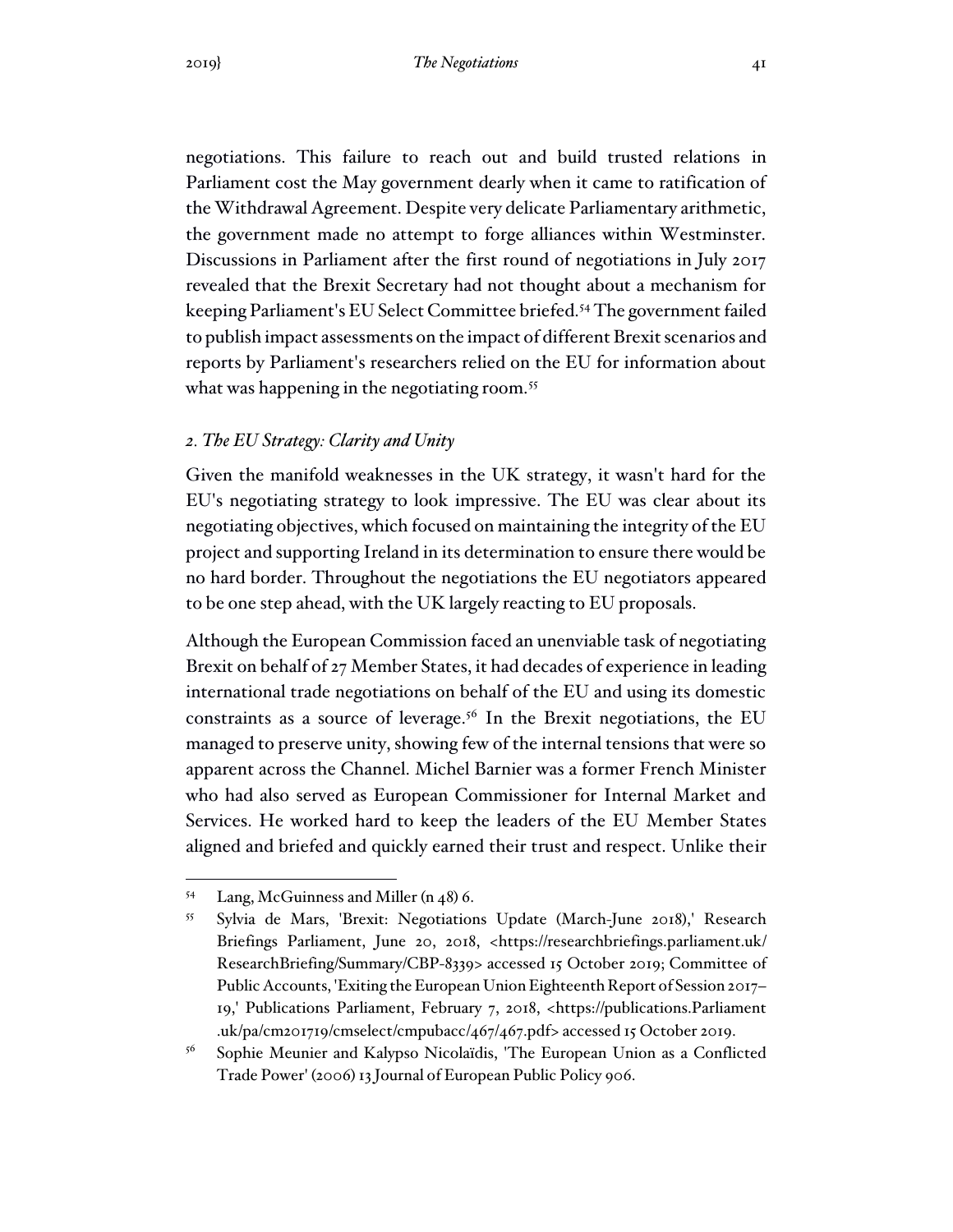negotiations. This failure to reach out and build trusted relations in Parliament cost the May government dearly when it came to ratification of the Withdrawal Agreement. Despite very delicate Parliamentary arithmetic, the government made no attempt to forge alliances within Westminster. Discussions in Parliament after the first round of negotiations in July 2017 revealed that the Brexit Secretary had not thought about a mechanism for keeping Parliament's EU Select Committee briefed.[54] The government failed to publish impact assessments on the impact of different Brexit scenarios and reports by Parliament's researchers relied on the EU for information about what was happening in the negotiating room.[55]

### *2. The EU Strategy: Clarity and Unity*

Given the manifold weaknesses in the UK strategy, it wasn't hard for the EU's negotiating strategy to look impressive. The EU was clear about its negotiating objectives, which focused on maintaining the integrity of the EU project and supporting Ireland in its determination to ensure there would be no hard border. Throughout the negotiations the EU negotiators appeared to be one step ahead, with the UK largely reacting to EU proposals.

Although the European Commission faced an unenviable task of negotiating Brexit on behalf of 27 Member States, it had decades of experience in leading international trade negotiations on behalf of the EU and using its domestic constraints as a source of leverage.[56] In the Brexit negotiations, the EU managed to preserve unity, showing few of the internal tensions that were so apparent across the Channel. Michel Barnier was a former French Minister who had also served as European Commissioner for Internal Market and Services. He worked hard to keep the leaders of the EU Member States aligned and briefed and quickly earned their trust and respect. Unlike their

---

[54] Lang, McGuinness and Miller (n 48) 6.

[55] Sylvia de Mars, 'Brexit: Negotiations Update (March-June 2018),' Research Briefings Parliament, June 20, 2018, <https://researchbriefings.parliament.uk/ResearchBriefing/Summary/CBP-8339> accessed 15 October 2019; Committee of Public Accounts, 'Exiting the European Union Eighteenth Report of Session 2017–19,' Publications Parliament, February 7, 2018, <https://publications.Parliament.uk/pa/cm201719/cmselect/cmpubacc/467/467.pdf> accessed 15 October 2019.

[56] Sophie Meunier and Kalypso Nicolaïdis, 'The European Union as a Conflicted Trade Power' (2006) 13 Journal of European Public Policy 906.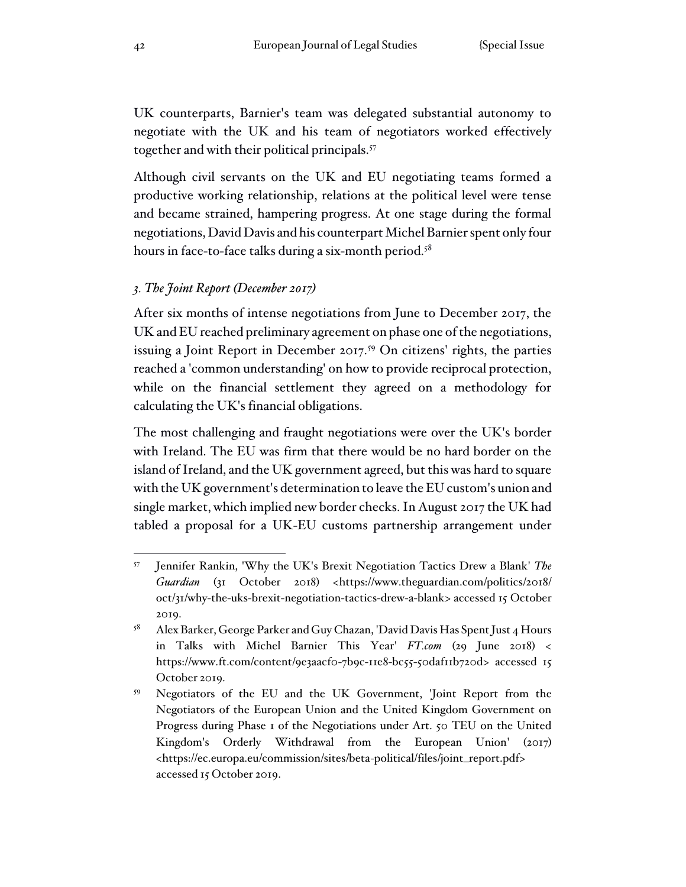UK counterparts, Barnier's team was delegated substantial autonomy to negotiate with the UK and his team of negotiators worked effectively together and with their political principals.[57]

Although civil servants on the UK and EU negotiating teams formed a productive working relationship, relations at the political level were tense and became strained, hampering progress. At one stage during the formal negotiations, David Davis and his counterpart Michel Barnier spent only four hours in face-to-face talks during a six-month period.[58]

### *3. The Joint Report (December 2017)*

After six months of intense negotiations from June to December 2017, the UK and EU reached preliminary agreement on phase one of the negotiations, issuing a Joint Report in December 2017.[59] On citizens' rights, the parties reached a 'common understanding' on how to provide reciprocal protection, while on the financial settlement they agreed on a methodology for calculating the UK's financial obligations.

The most challenging and fraught negotiations were over the UK's border with Ireland. The EU was firm that there would be no hard border on the island of Ireland, and the UK government agreed, but this was hard to square with the UK government's determination to leave the EU custom's union and single market, which implied new border checks. In August 2017 the UK had tabled a proposal for a UK-EU customs partnership arrangement under

---

[57] Jennifer Rankin, 'Why the UK's Brexit Negotiation Tactics Drew a Blank' *The Guardian* (31 October 2018) <https://www.theguardian.com/politics/2018/oct/31/why-the-uks-brexit-negotiation-tactics-drew-a-blank> accessed 15 October 2019.

[58] Alex Barker, George Parker and Guy Chazan, 'David Davis Has Spent Just 4 Hours in Talks with Michel Barnier This Year' *FT.com* (29 June 2018) < https://www.ft.com/content/9e3aacf0-7b9c-11e8-bc55-50daf11b720d> accessed 15 October 2019.

[59] Negotiators of the EU and the UK Government, 'Joint Report from the Negotiators of the European Union and the United Kingdom Government on Progress during Phase 1 of the Negotiations under Art. 50 TEU on the United Kingdom's Orderly Withdrawal from the European Union' (2017) <https://ec.europa.eu/commission/sites/beta-political/files/joint_report.pdf> accessed 15 October 2019.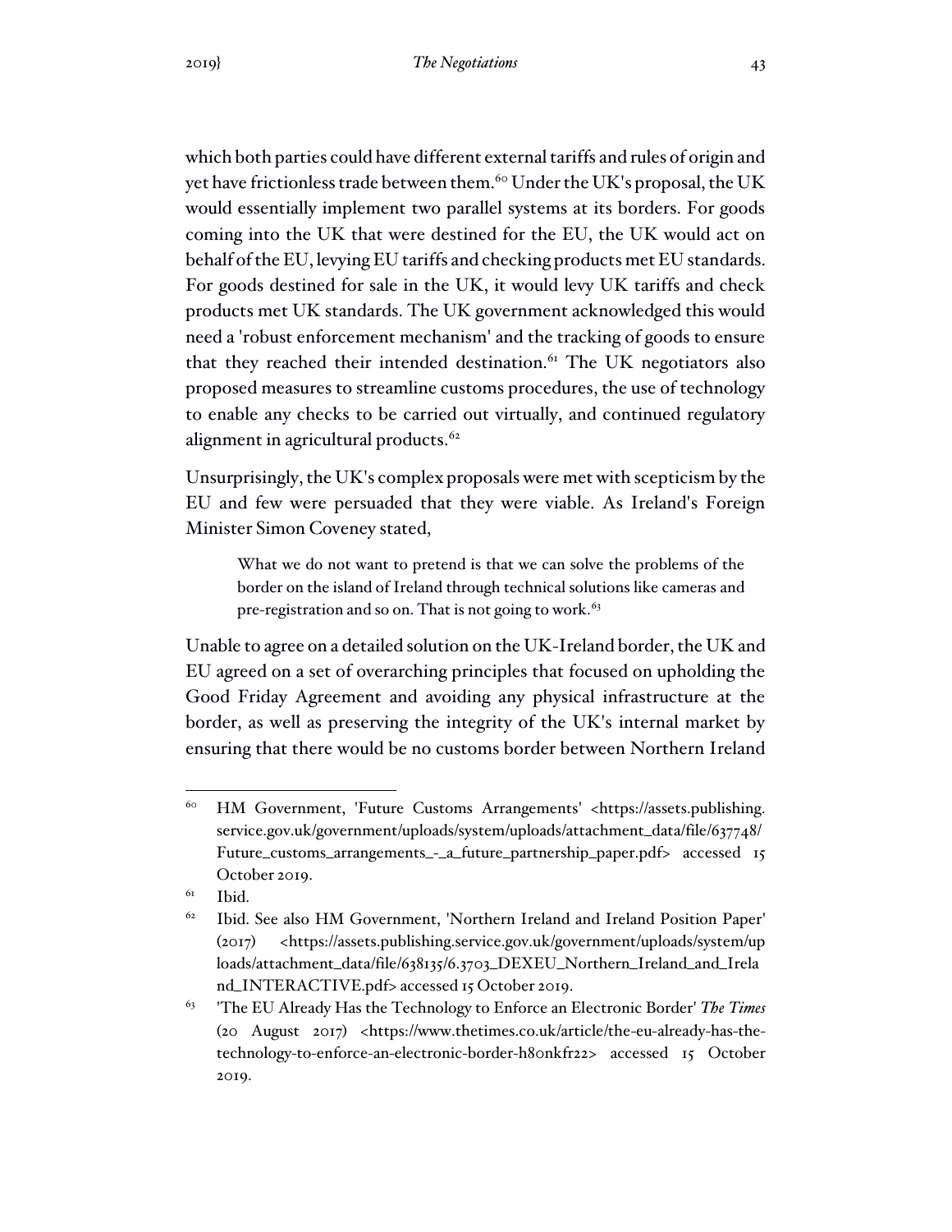which both parties could have different external tariffs and rules of origin and yet have frictionless trade between them.[60] Under the UK's proposal, the UK would essentially implement two parallel systems at its borders. For goods coming into the UK that were destined for the EU, the UK would act on behalf of the EU, levying EU tariffs and checking products met EU standards. For goods destined for sale in the UK, it would levy UK tariffs and check products met UK standards. The UK government acknowledged this would need a 'robust enforcement mechanism' and the tracking of goods to ensure that they reached their intended destination.[61] The UK negotiators also proposed measures to streamline customs procedures, the use of technology to enable any checks to be carried out virtually, and continued regulatory alignment in agricultural products.[62]

Unsurprisingly, the UK's complex proposals were met with scepticism by the EU and few were persuaded that they were viable. As Ireland's Foreign Minister Simon Coveney stated,

> What we do not want to pretend is that we can solve the problems of the border on the island of Ireland through technical solutions like cameras and pre-registration and so on. That is not going to work.[63]

Unable to agree on a detailed solution on the UK-Ireland border, the UK and EU agreed on a set of overarching principles that focused on upholding the Good Friday Agreement and avoiding any physical infrastructure at the border, as well as preserving the integrity of the UK's internal market by ensuring that there would be no customs border between Northern Ireland

---

[60] HM Government, 'Future Customs Arrangements' <https://assets.publishing.service.gov.uk/government/uploads/system/uploads/attachment_data/file/637748/Future_customs_arrangements_-_a_future_partnership_paper.pdf> accessed 15 October 2019.

[61] Ibid.

[62] Ibid. See also HM Government, 'Northern Ireland and Ireland Position Paper' (2017) <https://assets.publishing.service.gov.uk/government/uploads/system/uploads/attachment_data/file/638135/6.3703_DEXEU_Northern_Ireland_and_Ireland_INTERACTIVE.pdf> accessed 15 October 2019.

[63] 'The EU Already Has the Technology to Enforce an Electronic Border' *The Times* (20 August 2017) <https://www.thetimes.co.uk/article/the-eu-already-has-the-technology-to-enforce-an-electronic-border-h8onkfr22> accessed 15 October 2019.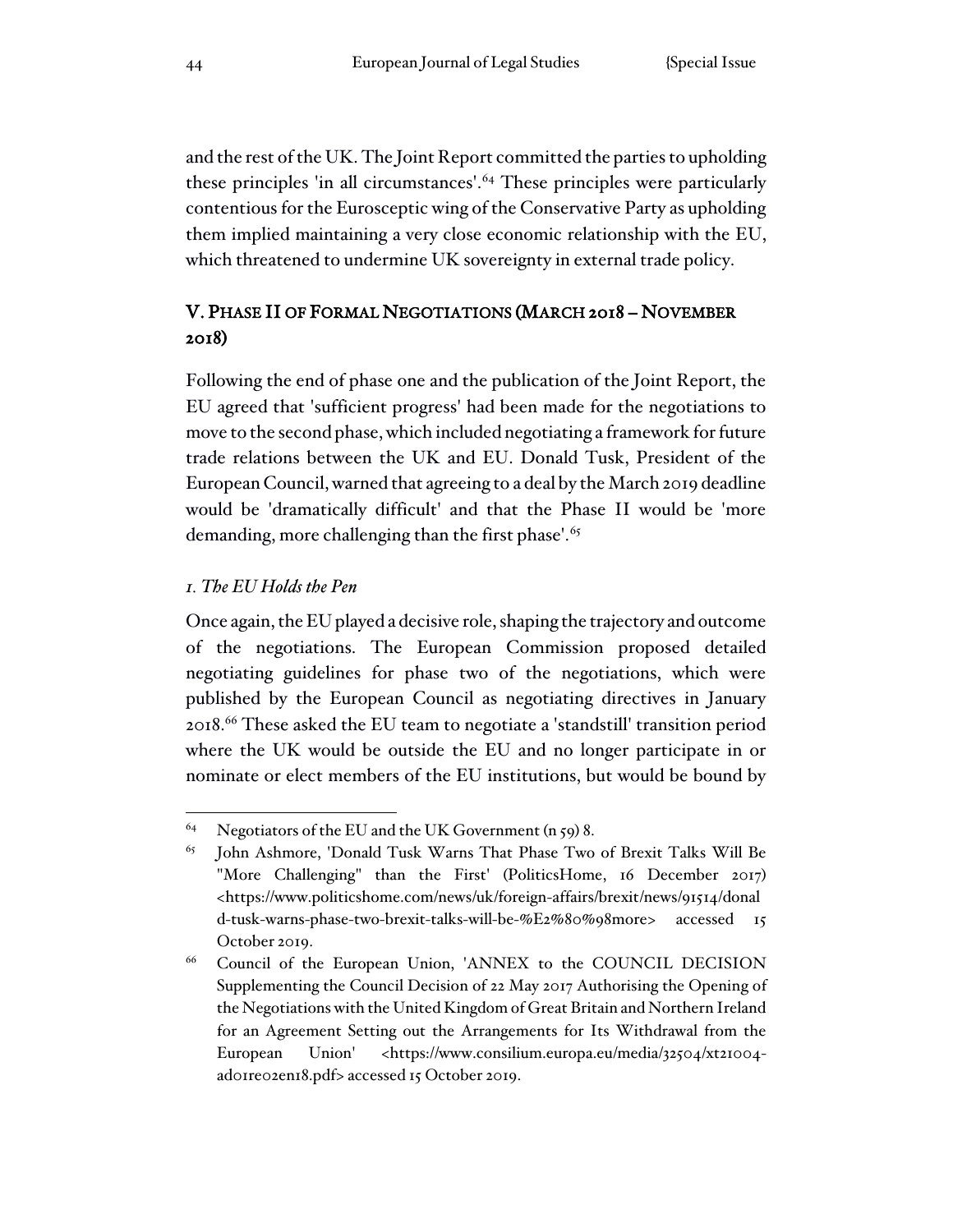and the rest of the UK. The Joint Report committed the parties to upholding these principles 'in all circumstances'.[64] These principles were particularly contentious for the Eurosceptic wing of the Conservative Party as upholding them implied maintaining a very close economic relationship with the EU, which threatened to undermine UK sovereignty in external trade policy.

## V. Phase II of Formal Negotiations (March 2018 – November 2018)

Following the end of phase one and the publication of the Joint Report, the EU agreed that 'sufficient progress' had been made for the negotiations to move to the second phase, which included negotiating a framework for future trade relations between the UK and EU. Donald Tusk, President of the European Council, warned that agreeing to a deal by the March 2019 deadline would be 'dramatically difficult' and that the Phase II would be 'more demanding, more challenging than the first phase'.[65]

### *1. The EU Holds the Pen*

Once again, the EU played a decisive role, shaping the trajectory and outcome of the negotiations. The European Commission proposed detailed negotiating guidelines for phase two of the negotiations, which were published by the European Council as negotiating directives in January 2018.[66] These asked the EU team to negotiate a 'standstill' transition period where the UK would be outside the EU and no longer participate in or nominate or elect members of the EU institutions, but would be bound by

---

[64] Negotiators of the EU and the UK Government (n 59) 8.

[65] John Ashmore, 'Donald Tusk Warns That Phase Two of Brexit Talks Will Be "More Challenging" than the First' (PoliticsHome, 16 December 2017) <https://www.politicshome.com/news/uk/foreign-affairs/brexit/news/91514/donald-tusk-warns-phase-two-brexit-talks-will-be-%E2%80%98more> accessed 15 October 2019.

[66] Council of the European Union, 'ANNEX to the COUNCIL DECISION Supplementing the Council Decision of 22 May 2017 Authorising the Opening of the Negotiations with the United Kingdom of Great Britain and Northern Ireland for an Agreement Setting out the Arrangements for Its Withdrawal from the European Union' <https://www.consilium.europa.eu/media/32504/xt21004-ad01re02en18.pdf> accessed 15 October 2019.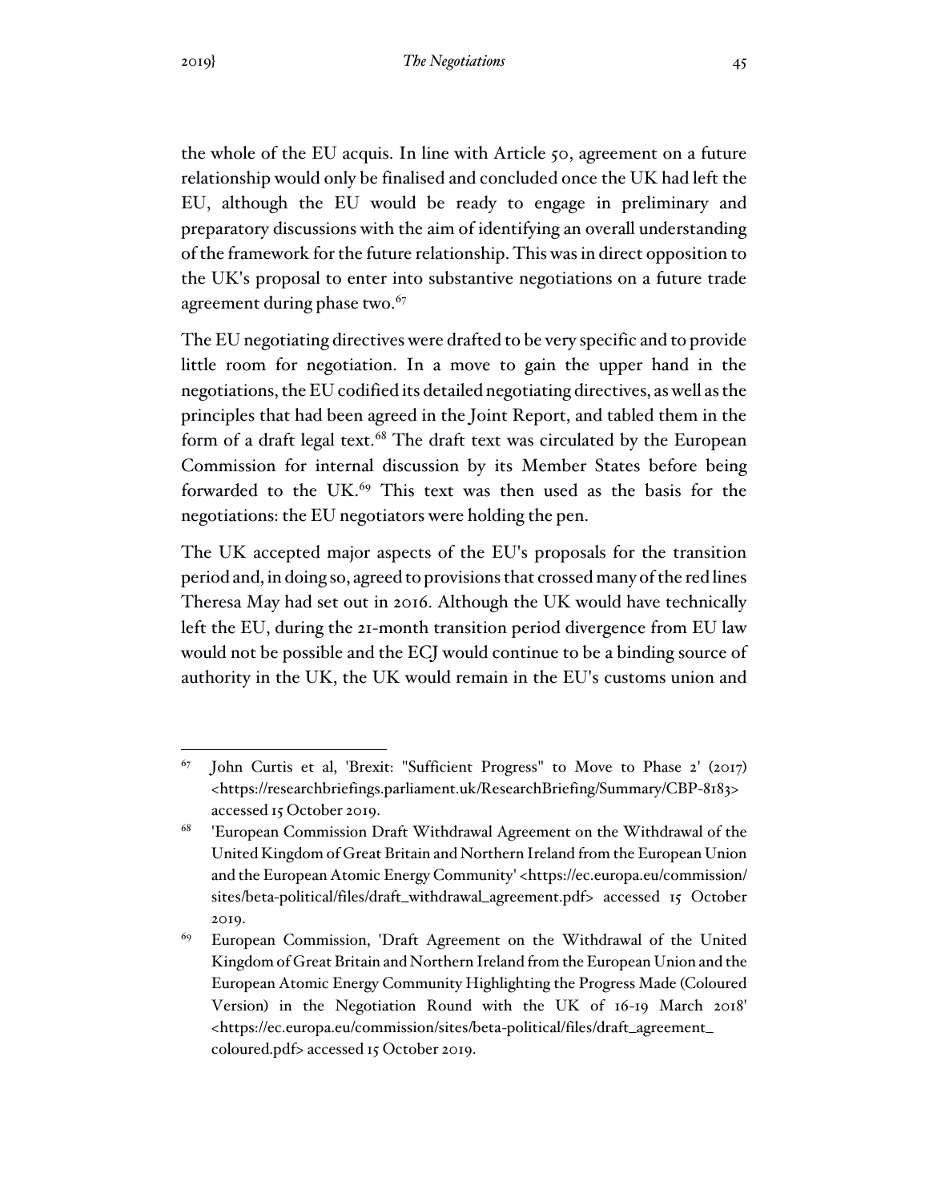the whole of the EU acquis. In line with Article 50, agreement on a future relationship would only be finalised and concluded once the UK had left the EU, although the EU would be ready to engage in preliminary and preparatory discussions with the aim of identifying an overall understanding of the framework for the future relationship. This was in direct opposition to the UK's proposal to enter into substantive negotiations on a future trade agreement during phase two.[67]

The EU negotiating directives were drafted to be very specific and to provide little room for negotiation. In a move to gain the upper hand in the negotiations, the EU codified its detailed negotiating directives, as well as the principles that had been agreed in the Joint Report, and tabled them in the form of a draft legal text.[68] The draft text was circulated by the European Commission for internal discussion by its Member States before being forwarded to the UK.[69] This text was then used as the basis for the negotiations: the EU negotiators were holding the pen.

The UK accepted major aspects of the EU's proposals for the transition period and, in doing so, agreed to provisions that crossed many of the red lines Theresa May had set out in 2016. Although the UK would have technically left the EU, during the 21-month transition period divergence from EU law would not be possible and the ECJ would continue to be a binding source of authority in the UK, the UK would remain in the EU's customs union and

---

[67] John Curtis et al, 'Brexit: "Sufficient Progress" to Move to Phase 2' (2017) <https://researchbriefings.parliament.uk/ResearchBriefing/Summary/CBP-8183> accessed 15 October 2019.

[68] 'European Commission Draft Withdrawal Agreement on the Withdrawal of the United Kingdom of Great Britain and Northern Ireland from the European Union and the European Atomic Energy Community' <https://ec.europa.eu/commission/sites/beta-political/files/draft_withdrawal_agreement.pdf> accessed 15 October 2019.

[69] European Commission, 'Draft Agreement on the Withdrawal of the United Kingdom of Great Britain and Northern Ireland from the European Union and the European Atomic Energy Community Highlighting the Progress Made (Coloured Version) in the Negotiation Round with the UK of 16-19 March 2018' <https://ec.europa.eu/commission/sites/beta-political/files/draft_agreement_coloured.pdf> accessed 15 October 2019.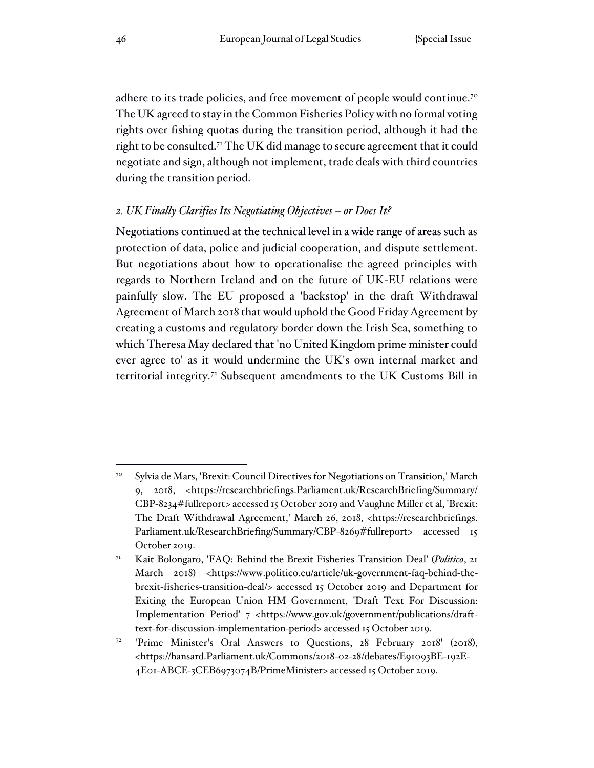adhere to its trade policies, and free movement of people would continue.[70] The UK agreed to stay in the Common Fisheries Policy with no formal voting rights over fishing quotas during the transition period, although it had the right to be consulted.[71] The UK did manage to secure agreement that it could negotiate and sign, although not implement, trade deals with third countries during the transition period.

### *2. UK Finally Clarifies Its Negotiating Objectives – or Does It?*

Negotiations continued at the technical level in a wide range of areas such as protection of data, police and judicial cooperation, and dispute settlement. But negotiations about how to operationalise the agreed principles with regards to Northern Ireland and on the future of UK-EU relations were painfully slow. The EU proposed a 'backstop' in the draft Withdrawal Agreement of March 2018 that would uphold the Good Friday Agreement by creating a customs and regulatory border down the Irish Sea, something to which Theresa May declared that 'no United Kingdom prime minister could ever agree to' as it would undermine the UK's own internal market and territorial integrity.[72] Subsequent amendments to the UK Customs Bill in

---

[70] Sylvia de Mars, 'Brexit: Council Directives for Negotiations on Transition,' March 9, 2018, <https://researchbriefings.Parliament.uk/ResearchBriefing/Summary/CBP-8234#fullreport> accessed 15 October 2019 and Vaughne Miller et al, 'Brexit: The Draft Withdrawal Agreement,' March 26, 2018, <https://researchbriefings.Parliament.uk/ResearchBriefing/Summary/CBP-8269#fullreport> accessed 15 October 2019.

[71] Kait Bolongaro, 'FAQ: Behind the Brexit Fisheries Transition Deal' (*Politico*, 21 March 2018) <https://www.politico.eu/article/uk-government-faq-behind-the-brexit-fisheries-transition-deal/> accessed 15 October 2019 and Department for Exiting the European Union HM Government, 'Draft Text For Discussion: Implementation Period' 7 <https://www.gov.uk/government/publications/draft-text-for-discussion-implementation-period> accessed 15 October 2019.

[72] 'Prime Minister's Oral Answers to Questions, 28 February 2018' (2018), <https://hansard.Parliament.uk/Commons/2018-02-28/debates/E91093BE-192E-4E01-ABCE-3CEB6973074B/PrimeMinister> accessed 15 October 2019.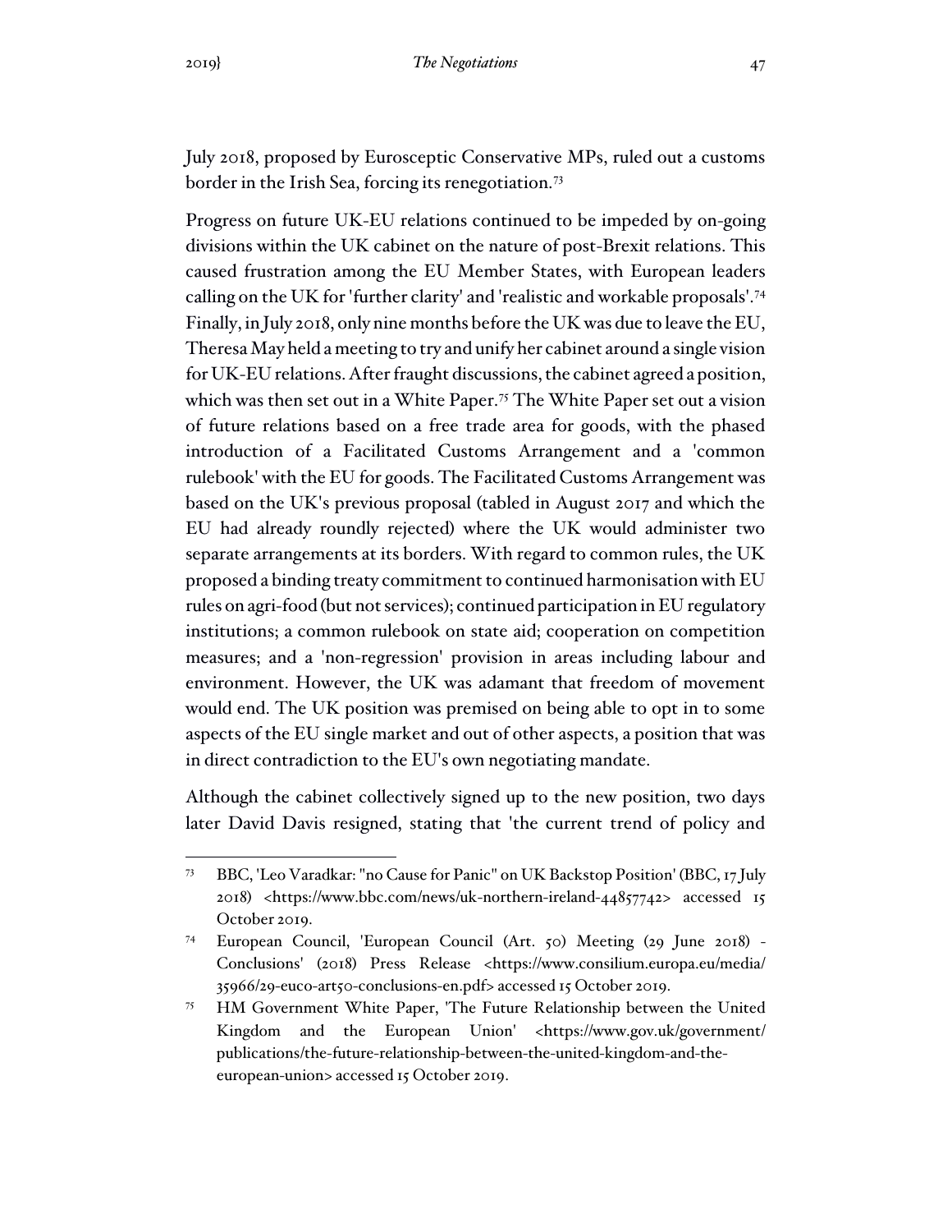July 2018, proposed by Eurosceptic Conservative MPs, ruled out a customs border in the Irish Sea, forcing its renegotiation.[73]

Progress on future UK-EU relations continued to be impeded by on-going divisions within the UK cabinet on the nature of post-Brexit relations. This caused frustration among the EU Member States, with European leaders calling on the UK for 'further clarity' and 'realistic and workable proposals'.[74] Finally, in July 2018, only nine months before the UK was due to leave the EU, Theresa May held a meeting to try and unify her cabinet around a single vision for UK-EU relations. After fraught discussions, the cabinet agreed a position, which was then set out in a White Paper.[75] The White Paper set out a vision of future relations based on a free trade area for goods, with the phased introduction of a Facilitated Customs Arrangement and a 'common rulebook' with the EU for goods. The Facilitated Customs Arrangement was based on the UK's previous proposal (tabled in August 2017 and which the EU had already roundly rejected) where the UK would administer two separate arrangements at its borders. With regard to common rules, the UK proposed a binding treaty commitment to continued harmonisation with EU rules on agri-food (but not services); continued participation in EU regulatory institutions; a common rulebook on state aid; cooperation on competition measures; and a 'non-regression' provision in areas including labour and environment. However, the UK was adamant that freedom of movement would end. The UK position was premised on being able to opt in to some aspects of the EU single market and out of other aspects, a position that was in direct contradiction to the EU's own negotiating mandate.

Although the cabinet collectively signed up to the new position, two days later David Davis resigned, stating that 'the current trend of policy and

---

[73] BBC, 'Leo Varadkar: "no Cause for Panic" on UK Backstop Position' (BBC, 17 July 2018) <https://www.bbc.com/news/uk-northern-ireland-44857742> accessed 15 October 2019.

[74] European Council, 'European Council (Art. 50) Meeting (29 June 2018) - Conclusions' (2018) Press Release <https://www.consilium.europa.eu/media/35966/29-euco-art50-conclusions-en.pdf> accessed 15 October 2019.

[75] HM Government White Paper, 'The Future Relationship between the United Kingdom and the European Union' <https://www.gov.uk/government/publications/the-future-relationship-between-the-united-kingdom-and-the-european-union> accessed 15 October 2019.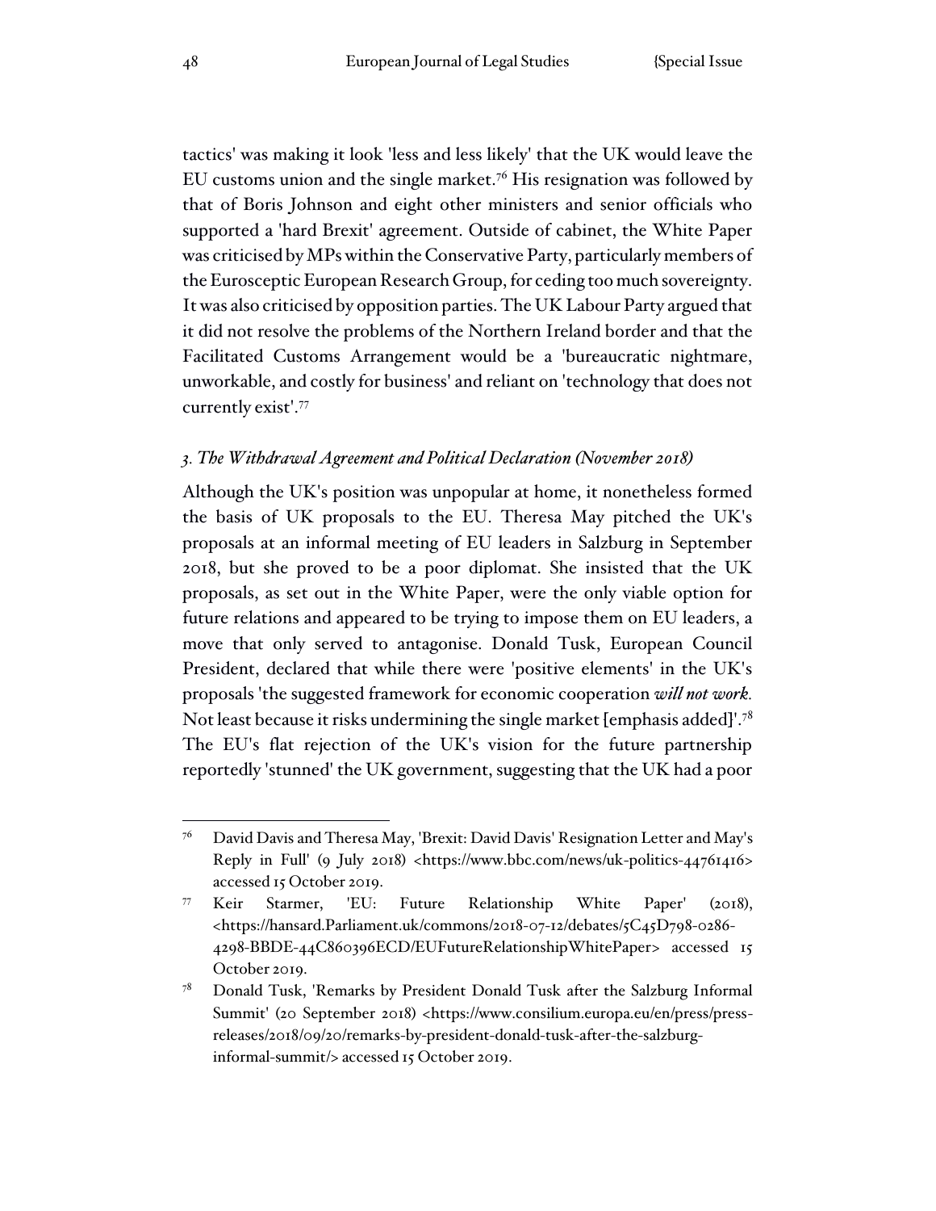tactics' was making it look 'less and less likely' that the UK would leave the EU customs union and the single market.[76] His resignation was followed by that of Boris Johnson and eight other ministers and senior officials who supported a 'hard Brexit' agreement. Outside of cabinet, the White Paper was criticised by MPs within the Conservative Party, particularly members of the Eurosceptic European Research Group, for ceding too much sovereignty. It was also criticised by opposition parties. The UK Labour Party argued that it did not resolve the problems of the Northern Ireland border and that the Facilitated Customs Arrangement would be a 'bureaucratic nightmare, unworkable, and costly for business' and reliant on 'technology that does not currently exist'.[77]

### *3. The Withdrawal Agreement and Political Declaration (November 2018)*

Although the UK's position was unpopular at home, it nonetheless formed the basis of UK proposals to the EU. Theresa May pitched the UK's proposals at an informal meeting of EU leaders in Salzburg in September 2018, but she proved to be a poor diplomat. She insisted that the UK proposals, as set out in the White Paper, were the only viable option for future relations and appeared to be trying to impose them on EU leaders, a move that only served to antagonise. Donald Tusk, European Council President, declared that while there were 'positive elements' in the UK's proposals 'the suggested framework for economic cooperation ***will not work.*** Not least because it risks undermining the single market [emphasis added]'.[78] The EU's flat rejection of the UK's vision for the future partnership reportedly 'stunned' the UK government, suggesting that the UK had a poor

---

[76] David Davis and Theresa May, 'Brexit: David Davis' Resignation Letter and May's Reply in Full' (9 July 2018) <https://www.bbc.com/news/uk-politics-44761416> accessed 15 October 2019.

[77] Keir Starmer, 'EU: Future Relationship White Paper' (2018), <https://hansard.Parliament.uk/commons/2018-07-12/debates/5C45D798-0286-4298-BBDE-44C860396ECD/EUFutureRelationshipWhitePaper> accessed 15 October 2019.

[78] Donald Tusk, 'Remarks by President Donald Tusk after the Salzburg Informal Summit' (20 September 2018) <https://www.consilium.europa.eu/en/press/press-releases/2018/09/20/remarks-by-president-donald-tusk-after-the-salzburg-informal-summit/> accessed 15 October 2019.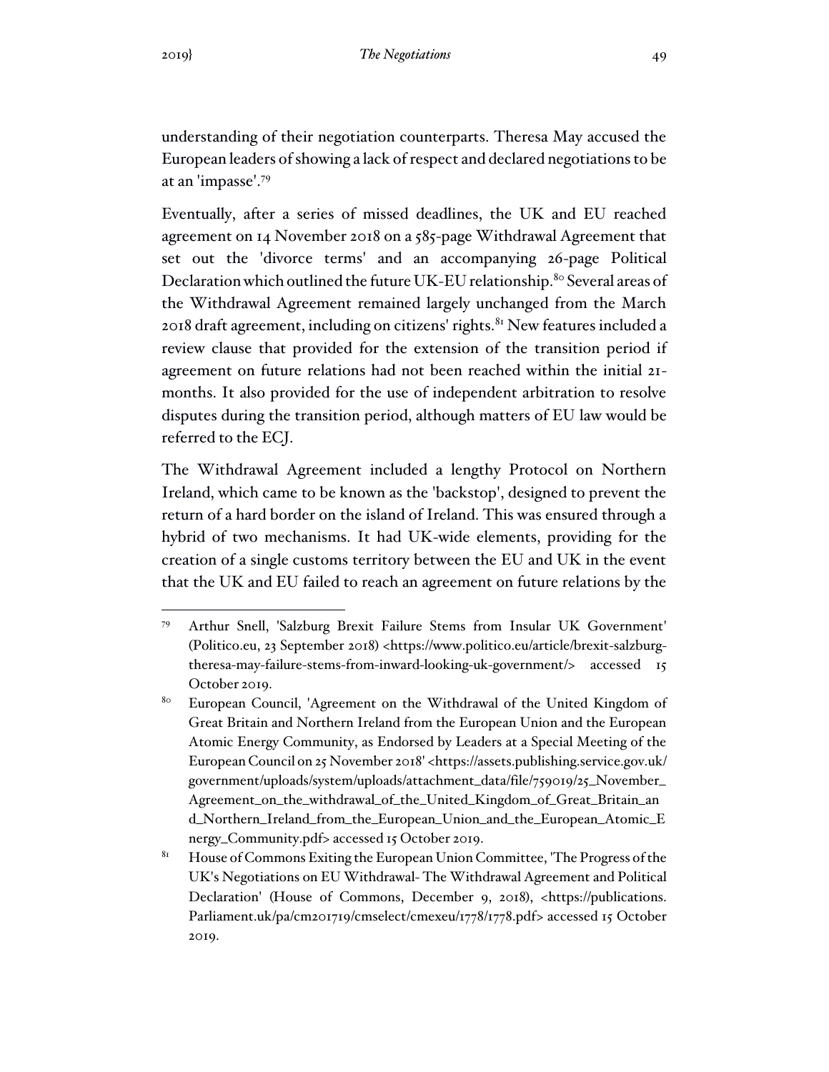understanding of their negotiation counterparts. Theresa May accused the European leaders of showing a lack of respect and declared negotiations to be at an 'impasse'.[79]

Eventually, after a series of missed deadlines, the UK and EU reached agreement on 14 November 2018 on a 585-page Withdrawal Agreement that set out the 'divorce terms' and an accompanying 26-page Political Declaration which outlined the future UK-EU relationship.[80] Several areas of the Withdrawal Agreement remained largely unchanged from the March 2018 draft agreement, including on citizens' rights.[81] New features included a review clause that provided for the extension of the transition period if agreement on future relations had not been reached within the initial 21-months. It also provided for the use of independent arbitration to resolve disputes during the transition period, although matters of EU law would be referred to the ECJ.

The Withdrawal Agreement included a lengthy Protocol on Northern Ireland, which came to be known as the 'backstop', designed to prevent the return of a hard border on the island of Ireland. This was ensured through a hybrid of two mechanisms. It had UK-wide elements, providing for the creation of a single customs territory between the EU and UK in the event that the UK and EU failed to reach an agreement on future relations by the

---

[79] Arthur Snell, 'Salzburg Brexit Failure Stems from Insular UK Government' (Politico.eu, 23 September 2018) <https://www.politico.eu/article/brexit-salzburg-theresa-may-failure-stems-from-inward-looking-uk-government/> accessed 15 October 2019.

[80] European Council, 'Agreement on the Withdrawal of the United Kingdom of Great Britain and Northern Ireland from the European Union and the European Atomic Energy Community, as Endorsed by Leaders at a Special Meeting of the European Council on 25 November 2018' <https://assets.publishing.service.gov.uk/government/uploads/system/uploads/attachment_data/file/759019/25_November_Agreement_on_the_withdrawal_of_the_United_Kingdom_of_Great_Britain_and_Northern_Ireland_from_the_European_Union_and_the_European_Atomic_Energy_Community.pdf> accessed 15 October 2019.

[81] House of Commons Exiting the European Union Committee, 'The Progress of the UK's Negotiations on EU Withdrawal- The Withdrawal Agreement and Political Declaration' (House of Commons, December 9, 2018), <https://publications.Parliament.uk/pa/cm201719/cmselect/cmexeu/1778/1778.pdf> accessed 15 October 2019.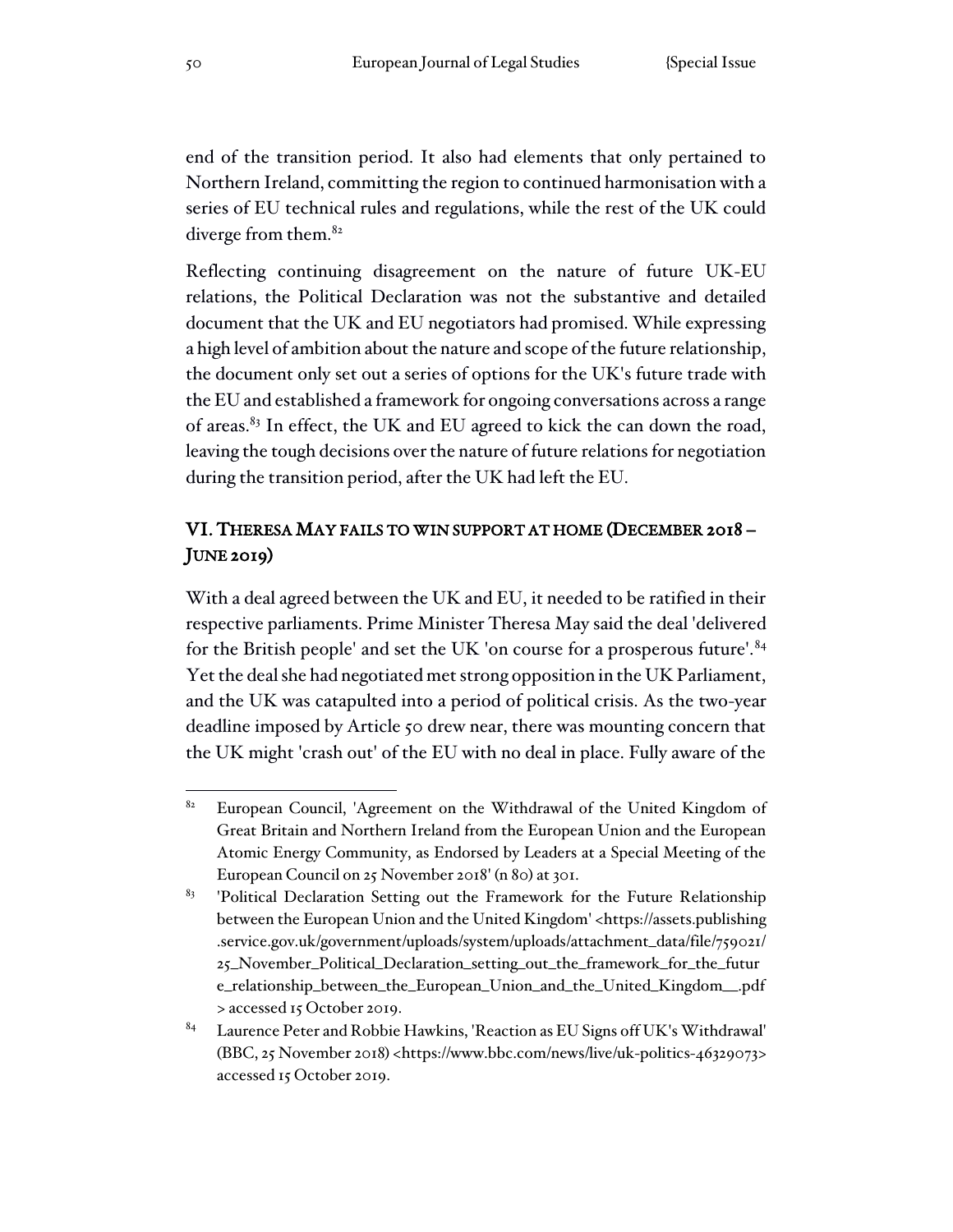end of the transition period. It also had elements that only pertained to Northern Ireland, committing the region to continued harmonisation with a series of EU technical rules and regulations, while the rest of the UK could diverge from them.[82]

Reflecting continuing disagreement on the nature of future UK-EU relations, the Political Declaration was not the substantive and detailed document that the UK and EU negotiators had promised. While expressing a high level of ambition about the nature and scope of the future relationship, the document only set out a series of options for the UK's future trade with the EU and established a framework for ongoing conversations across a range of areas.[83] In effect, the UK and EU agreed to kick the can down the road, leaving the tough decisions over the nature of future relations for negotiation during the transition period, after the UK had left the EU.

## VI. Theresa May fails to win support at home (December 2018 – June 2019)

With a deal agreed between the UK and EU, it needed to be ratified in their respective parliaments. Prime Minister Theresa May said the deal 'delivered for the British people' and set the UK 'on course for a prosperous future'.[84] Yet the deal she had negotiated met strong opposition in the UK Parliament, and the UK was catapulted into a period of political crisis. As the two-year deadline imposed by Article 50 drew near, there was mounting concern that the UK might 'crash out' of the EU with no deal in place. Fully aware of the

---

[82] European Council, 'Agreement on the Withdrawal of the United Kingdom of Great Britain and Northern Ireland from the European Union and the European Atomic Energy Community, as Endorsed by Leaders at a Special Meeting of the European Council on 25 November 2018' (n 80) at 301.

[83] 'Political Declaration Setting out the Framework for the Future Relationship between the European Union and the United Kingdom' <https://assets.publishing.service.gov.uk/government/uploads/system/uploads/attachment_data/file/759021/25_November_Political_Declaration_setting_out_the_framework_for_the_future_relationship_between_the_European_Union_and_the_United_Kingdom__.pdf> accessed 15 October 2019.

[84] Laurence Peter and Robbie Hawkins, 'Reaction as EU Signs off UK's Withdrawal' (BBC, 25 November 2018) <https://www.bbc.com/news/live/uk-politics-46329073> accessed 15 October 2019.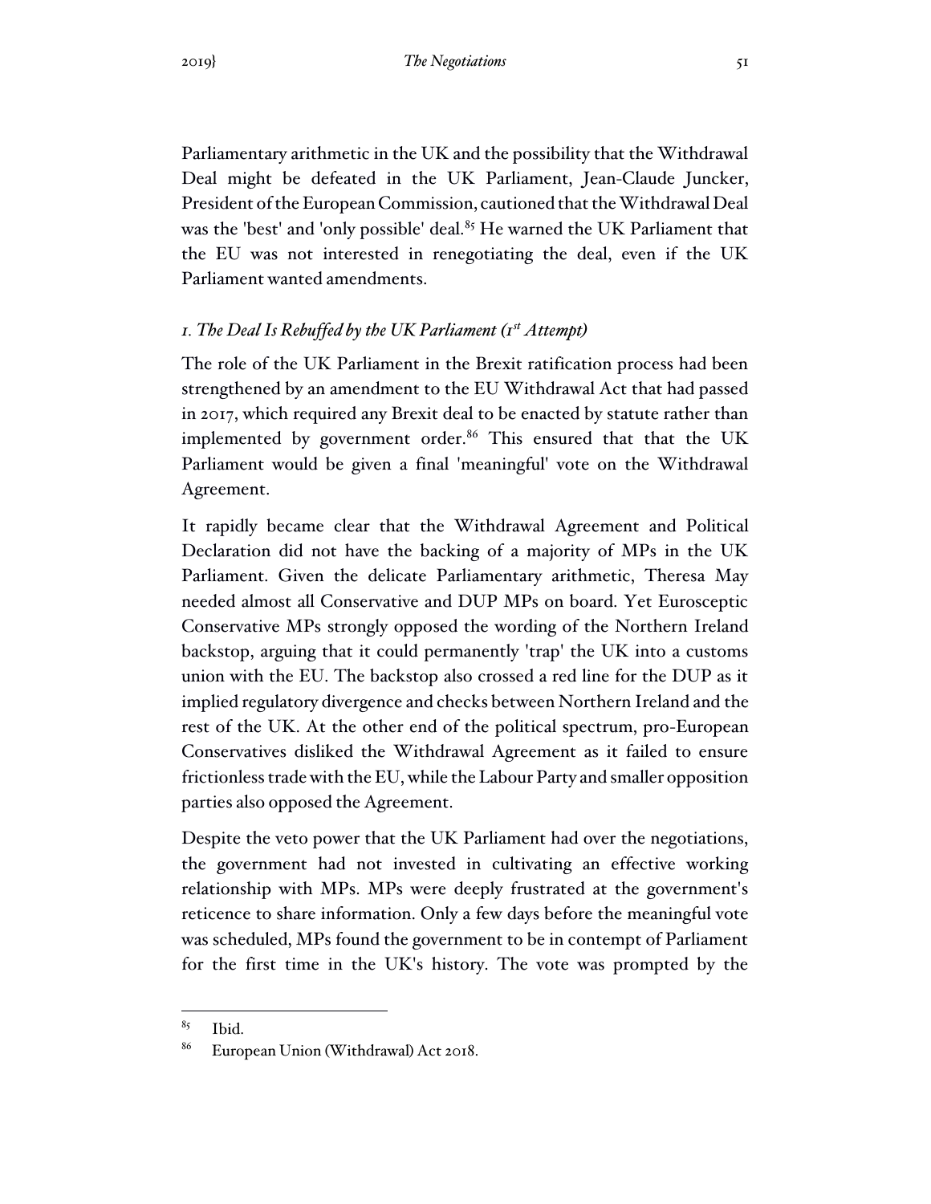Parliamentary arithmetic in the UK and the possibility that the Withdrawal Deal might be defeated in the UK Parliament, Jean-Claude Juncker, President of the European Commission, cautioned that the Withdrawal Deal was the 'best' and 'only possible' deal.[85] He warned the UK Parliament that the EU was not interested in renegotiating the deal, even if the UK Parliament wanted amendments.

### *1. The Deal Is Rebuffed by the UK Parliament (1st Attempt)*

The role of the UK Parliament in the Brexit ratification process had been strengthened by an amendment to the EU Withdrawal Act that had passed in 2017, which required any Brexit deal to be enacted by statute rather than implemented by government order.[86] This ensured that that the UK Parliament would be given a final 'meaningful' vote on the Withdrawal Agreement.

It rapidly became clear that the Withdrawal Agreement and Political Declaration did not have the backing of a majority of MPs in the UK Parliament. Given the delicate Parliamentary arithmetic, Theresa May needed almost all Conservative and DUP MPs on board. Yet Eurosceptic Conservative MPs strongly opposed the wording of the Northern Ireland backstop, arguing that it could permanently 'trap' the UK into a customs union with the EU. The backstop also crossed a red line for the DUP as it implied regulatory divergence and checks between Northern Ireland and the rest of the UK. At the other end of the political spectrum, pro-European Conservatives disliked the Withdrawal Agreement as it failed to ensure frictionless trade with the EU, while the Labour Party and smaller opposition parties also opposed the Agreement.

Despite the veto power that the UK Parliament had over the negotiations, the government had not invested in cultivating an effective working relationship with MPs. MPs were deeply frustrated at the government's reticence to share information. Only a few days before the meaningful vote was scheduled, MPs found the government to be in contempt of Parliament for the first time in the UK's history. The vote was prompted by the

---

[85] Ibid.

[86] European Union (Withdrawal) Act 2018.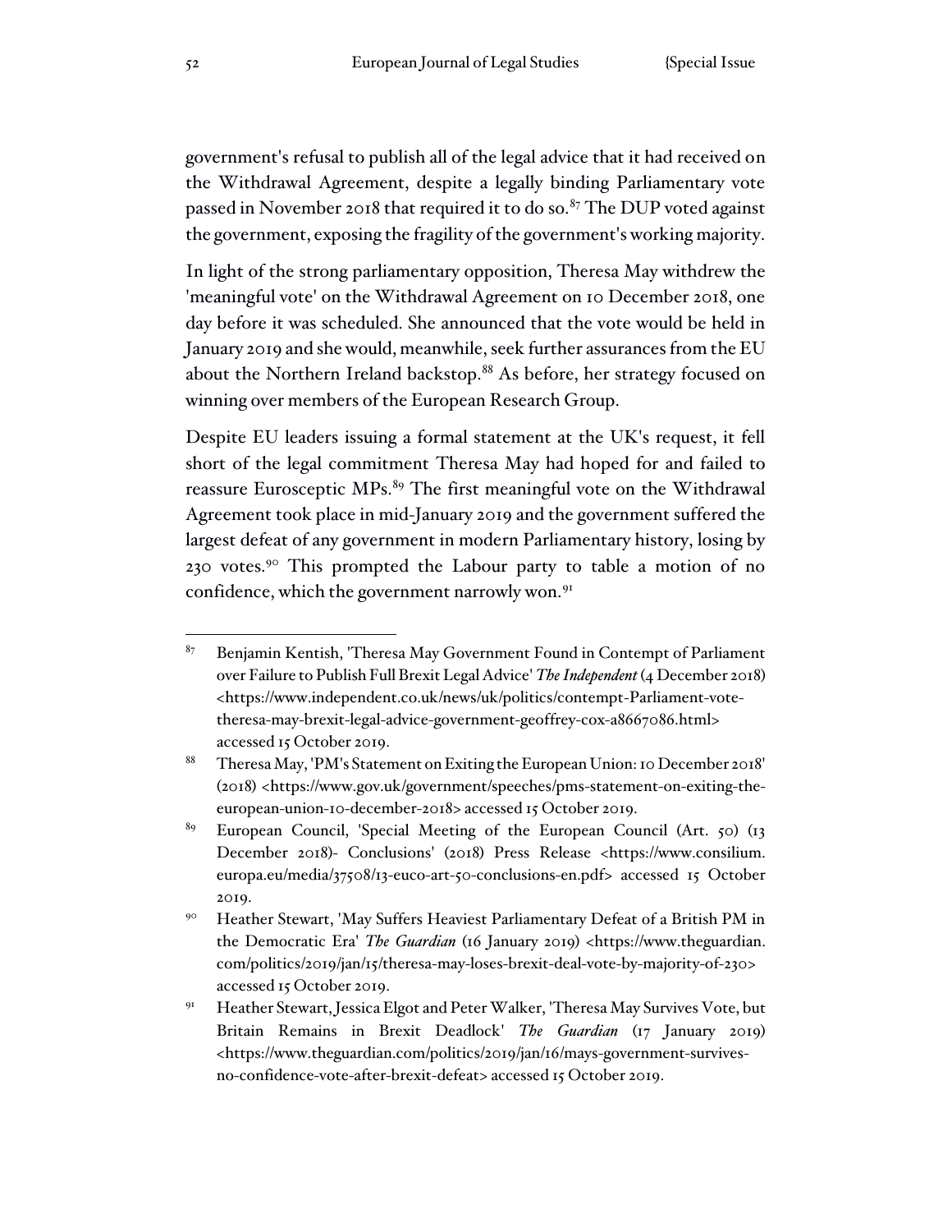government's refusal to publish all of the legal advice that it had received on the Withdrawal Agreement, despite a legally binding Parliamentary vote passed in November 2018 that required it to do so.[87] The DUP voted against the government, exposing the fragility of the government's working majority.

In light of the strong parliamentary opposition, Theresa May withdrew the 'meaningful vote' on the Withdrawal Agreement on 10 December 2018, one day before it was scheduled. She announced that the vote would be held in January 2019 and she would, meanwhile, seek further assurances from the EU about the Northern Ireland backstop.[88] As before, her strategy focused on winning over members of the European Research Group.

Despite EU leaders issuing a formal statement at the UK's request, it fell short of the legal commitment Theresa May had hoped for and failed to reassure Eurosceptic MPs.[89] The first meaningful vote on the Withdrawal Agreement took place in mid-January 2019 and the government suffered the largest defeat of any government in modern Parliamentary history, losing by 230 votes.[90] This prompted the Labour party to table a motion of no confidence, which the government narrowly won.[91]

---

[87] Benjamin Kentish, 'Theresa May Government Found in Contempt of Parliament over Failure to Publish Full Brexit Legal Advice' *The Independent* (4 December 2018) <https://www.independent.co.uk/news/uk/politics/contempt-Parliament-vote-theresa-may-brexit-legal-advice-government-geoffrey-cox-a8667086.html> accessed 15 October 2019.

[88] Theresa May, 'PM's Statement on Exiting the European Union: 10 December 2018' (2018) <https://www.gov.uk/government/speeches/pms-statement-on-exiting-the-european-union-10-december-2018> accessed 15 October 2019.

[89] European Council, 'Special Meeting of the European Council (Art. 50) (13 December 2018)- Conclusions' (2018) Press Release <https://www.consilium.europa.eu/media/37508/13-euco-art-50-conclusions-en.pdf> accessed 15 October 2019.

[90] Heather Stewart, 'May Suffers Heaviest Parliamentary Defeat of a British PM in the Democratic Era' *The Guardian* (16 January 2019) <https://www.theguardian.com/politics/2019/jan/15/theresa-may-loses-brexit-deal-vote-by-majority-of-230> accessed 15 October 2019.

[91] Heather Stewart, Jessica Elgot and Peter Walker, 'Theresa May Survives Vote, but Britain Remains in Brexit Deadlock' *The Guardian* (17 January 2019) <https://www.theguardian.com/politics/2019/jan/16/mays-government-survives-no-confidence-vote-after-brexit-defeat> accessed 15 October 2019.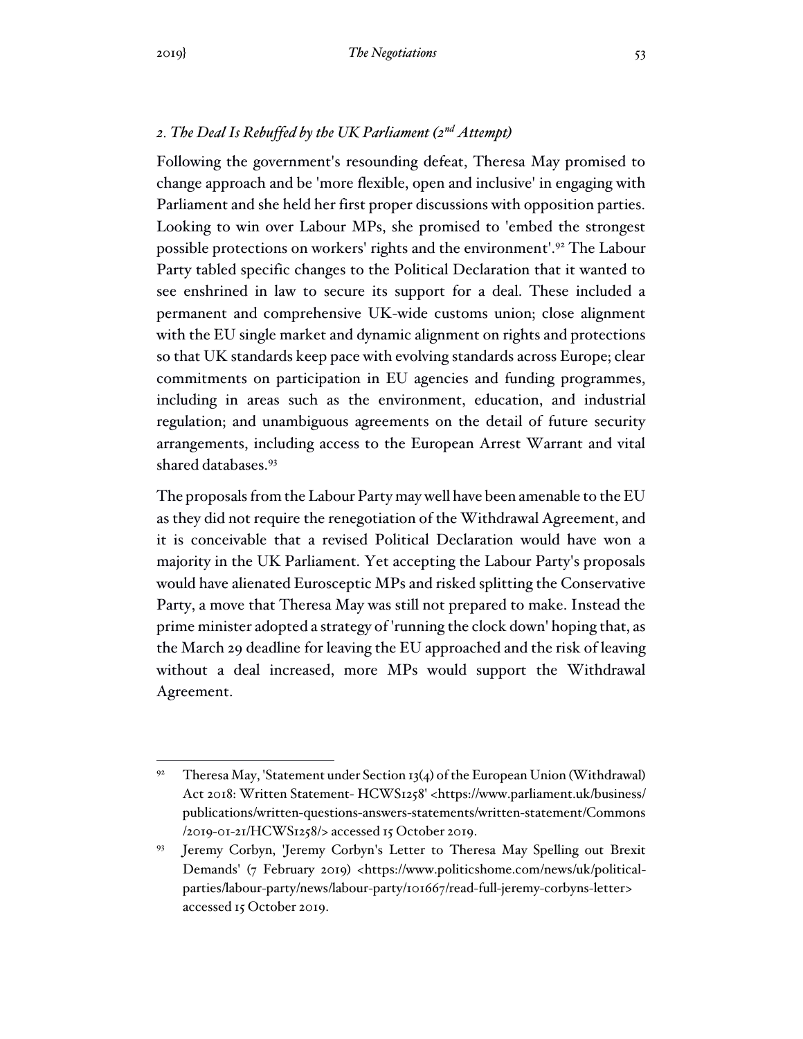### *2. The Deal Is Rebuffed by the UK Parliament (2nd Attempt)*

Following the government's resounding defeat, Theresa May promised to change approach and be 'more flexible, open and inclusive' in engaging with Parliament and she held her first proper discussions with opposition parties. Looking to win over Labour MPs, she promised to 'embed the strongest possible protections on workers' rights and the environment'.[92] The Labour Party tabled specific changes to the Political Declaration that it wanted to see enshrined in law to secure its support for a deal. These included a permanent and comprehensive UK-wide customs union; close alignment with the EU single market and dynamic alignment on rights and protections so that UK standards keep pace with evolving standards across Europe; clear commitments on participation in EU agencies and funding programmes, including in areas such as the environment, education, and industrial regulation; and unambiguous agreements on the detail of future security arrangements, including access to the European Arrest Warrant and vital shared databases.[93]

The proposals from the Labour Party may well have been amenable to the EU as they did not require the renegotiation of the Withdrawal Agreement, and it is conceivable that a revised Political Declaration would have won a majority in the UK Parliament. Yet accepting the Labour Party's proposals would have alienated Eurosceptic MPs and risked splitting the Conservative Party, a move that Theresa May was still not prepared to make. Instead the prime minister adopted a strategy of 'running the clock down' hoping that, as the March 29 deadline for leaving the EU approached and the risk of leaving without a deal increased, more MPs would support the Withdrawal Agreement.

---

[92] Theresa May, 'Statement under Section 13(4) of the European Union (Withdrawal) Act 2018: Written Statement- HCWS1258' <https://www.parliament.uk/business/publications/written-questions-answers-statements/written-statement/Commons/2019-01-21/HCWS1258/> accessed 15 October 2019.

[93] Jeremy Corbyn, 'Jeremy Corbyn's Letter to Theresa May Spelling out Brexit Demands' (7 February 2019) <https://www.politicshome.com/news/uk/political-parties/labour-party/news/labour-party/101667/read-full-jeremy-corbyns-letter> accessed 15 October 2019.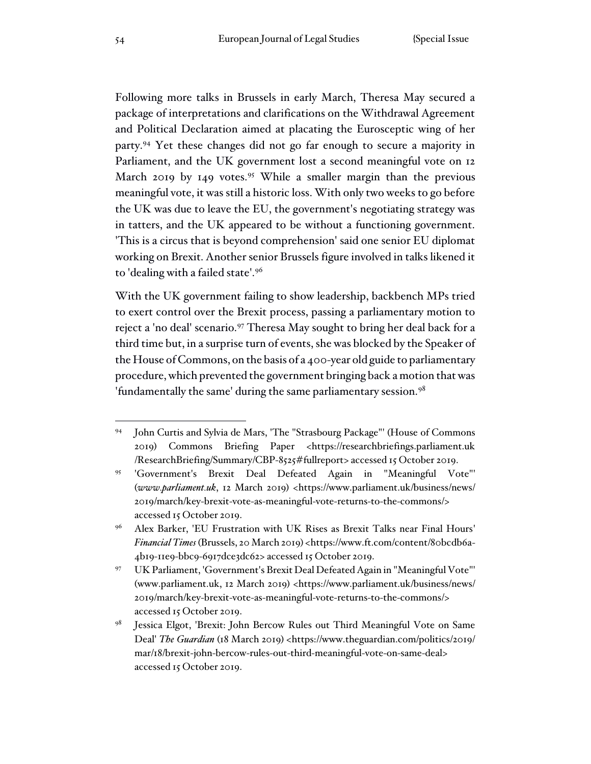Following more talks in Brussels in early March, Theresa May secured a package of interpretations and clarifications on the Withdrawal Agreement and Political Declaration aimed at placating the Eurosceptic wing of her party.[94] Yet these changes did not go far enough to secure a majority in Parliament, and the UK government lost a second meaningful vote on 12 March 2019 by 149 votes.[95] While a smaller margin than the previous meaningful vote, it was still a historic loss. With only two weeks to go before the UK was due to leave the EU, the government's negotiating strategy was in tatters, and the UK appeared to be without a functioning government. 'This is a circus that is beyond comprehension' said one senior EU diplomat working on Brexit. Another senior Brussels figure involved in talks likened it to 'dealing with a failed state'.[96]

With the UK government failing to show leadership, backbench MPs tried to exert control over the Brexit process, passing a parliamentary motion to reject a 'no deal' scenario.[97] Theresa May sought to bring her deal back for a third time but, in a surprise turn of events, she was blocked by the Speaker of the House of Commons, on the basis of a 400-year old guide to parliamentary procedure, which prevented the government bringing back a motion that was 'fundamentally the same' during the same parliamentary session.[98]

---

[94] John Curtis and Sylvia de Mars, 'The "Strasbourg Package"' (House of Commons 2019) Commons Briefing Paper <https://researchbriefings.parliament.uk/ResearchBriefing/Summary/CBP-8525#fullreport> accessed 15 October 2019.

[95] 'Government's Brexit Deal Defeated Again in "Meaningful Vote"' (*www.parliament.uk*, 12 March 2019) <https://www.parliament.uk/business/news/2019/march/key-brexit-vote-as-meaningful-vote-returns-to-the-commons/> accessed 15 October 2019.

[96] Alex Barker, 'EU Frustration with UK Rises as Brexit Talks near Final Hours' *Financial Times* (Brussels, 20 March 2019) <https://www.ft.com/content/80bcdb6a-4b19-11e9-bbc9-6917dce3dc62> accessed 15 October 2019.

[97] UK Parliament, 'Government's Brexit Deal Defeated Again in "Meaningful Vote"' (www.parliament.uk, 12 March 2019) <https://www.parliament.uk/business/news/2019/march/key-brexit-vote-as-meaningful-vote-returns-to-the-commons/> accessed 15 October 2019.

[98] Jessica Elgot, 'Brexit: John Bercow Rules out Third Meaningful Vote on Same Deal' *The Guardian* (18 March 2019) <https://www.theguardian.com/politics/2019/mar/18/brexit-john-bercow-rules-out-third-meaningful-vote-on-same-deal> accessed 15 October 2019.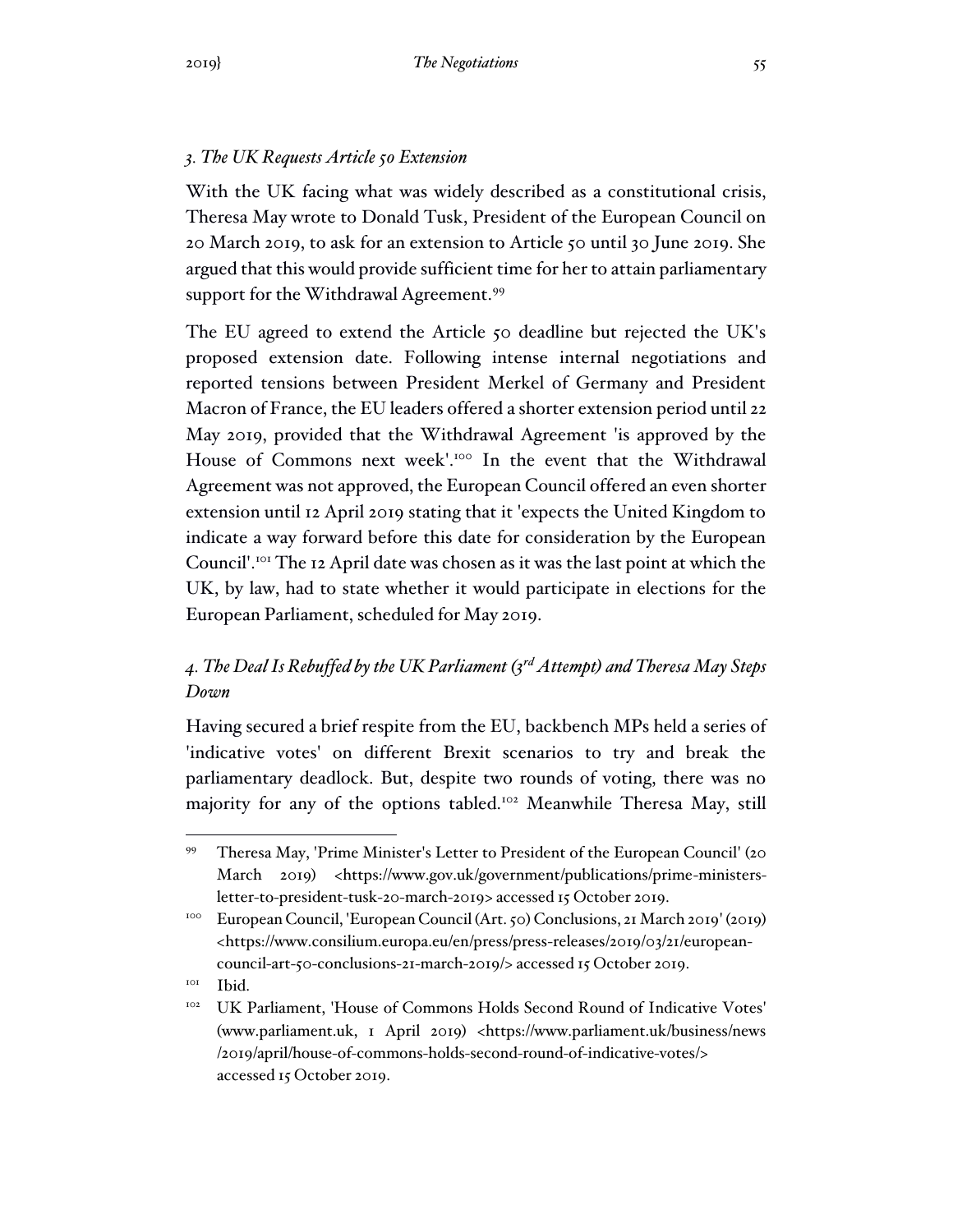### *3. The UK Requests Article 50 Extension*

With the UK facing what was widely described as a constitutional crisis, Theresa May wrote to Donald Tusk, President of the European Council on 20 March 2019, to ask for an extension to Article 50 until 30 June 2019. She argued that this would provide sufficient time for her to attain parliamentary support for the Withdrawal Agreement.[99]

The EU agreed to extend the Article 50 deadline but rejected the UK's proposed extension date. Following intense internal negotiations and reported tensions between President Merkel of Germany and President Macron of France, the EU leaders offered a shorter extension period until 22 May 2019, provided that the Withdrawal Agreement 'is approved by the House of Commons next week'.[100] In the event that the Withdrawal Agreement was not approved, the European Council offered an even shorter extension until 12 April 2019 stating that it 'expects the United Kingdom to indicate a way forward before this date for consideration by the European Council'.[101] The 12 April date was chosen as it was the last point at which the UK, by law, had to state whether it would participate in elections for the European Parliament, scheduled for May 2019.

### *4. The Deal Is Rebuffed by the UK Parliament (3rd Attempt) and Theresa May Steps Down*

Having secured a brief respite from the EU, backbench MPs held a series of 'indicative votes' on different Brexit scenarios to try and break the parliamentary deadlock. But, despite two rounds of voting, there was no majority for any of the options tabled.[102] Meanwhile Theresa May, still

---

[99] Theresa May, 'Prime Minister's Letter to President of the European Council' (20 March 2019) <https://www.gov.uk/government/publications/prime-ministers-letter-to-president-tusk-20-march-2019> accessed 15 October 2019.

[100] European Council, 'European Council (Art. 50) Conclusions, 21 March 2019' (2019) <https://www.consilium.europa.eu/en/press/press-releases/2019/03/21/european-council-art-50-conclusions-21-march-2019/> accessed 15 October 2019.

[101] Ibid.

[102] UK Parliament, 'House of Commons Holds Second Round of Indicative Votes' (www.parliament.uk, 1 April 2019) <https://www.parliament.uk/business/news/2019/april/house-of-commons-holds-second-round-of-indicative-votes/> accessed 15 October 2019.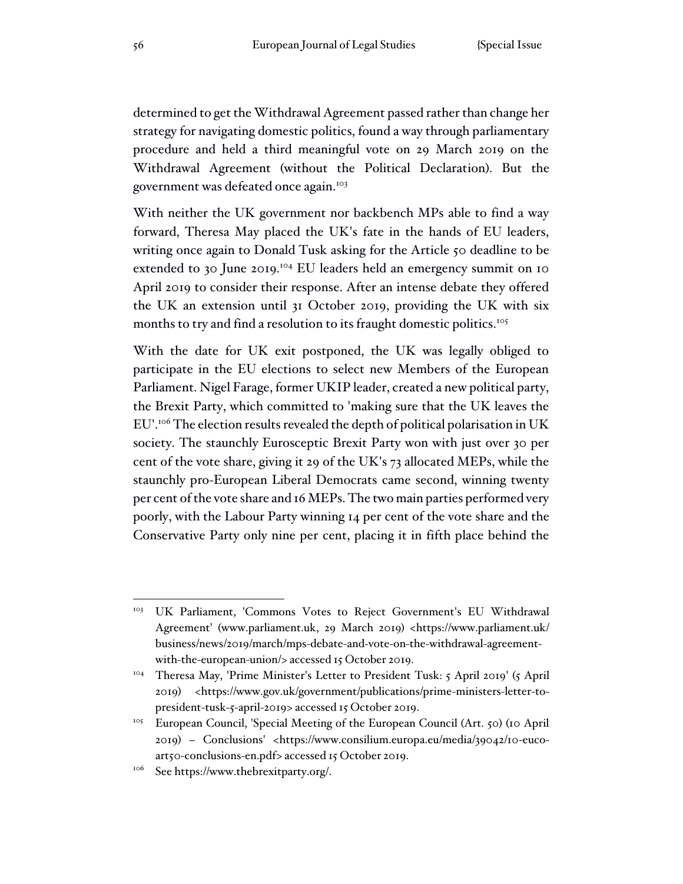determined to get the Withdrawal Agreement passed rather than change her strategy for navigating domestic politics, found a way through parliamentary procedure and held a third meaningful vote on 29 March 2019 on the Withdrawal Agreement (without the Political Declaration). But the government was defeated once again.[103]

With neither the UK government nor backbench MPs able to find a way forward, Theresa May placed the UK's fate in the hands of EU leaders, writing once again to Donald Tusk asking for the Article 50 deadline to be extended to 30 June 2019.[104] EU leaders held an emergency summit on 10 April 2019 to consider their response. After an intense debate they offered the UK an extension until 31 October 2019, providing the UK with six months to try and find a resolution to its fraught domestic politics.[105]

With the date for UK exit postponed, the UK was legally obliged to participate in the EU elections to select new Members of the European Parliament. Nigel Farage, former UKIP leader, created a new political party, the Brexit Party, which committed to 'making sure that the UK leaves the EU'.[106] The election results revealed the depth of political polarisation in UK society. The staunchly Eurosceptic Brexit Party won with just over 30 per cent of the vote share, giving it 29 of the UK's 73 allocated MEPs, while the staunchly pro-European Liberal Democrats came second, winning twenty per cent of the vote share and 16 MEPs. The two main parties performed very poorly, with the Labour Party winning 14 per cent of the vote share and the Conservative Party only nine per cent, placing it in fifth place behind the

---

[103] UK Parliament, 'Commons Votes to Reject Government's EU Withdrawal Agreement' (www.parliament.uk, 29 March 2019) <https://www.parliament.uk/business/news/2019/march/mps-debate-and-vote-on-the-withdrawal-agreement-with-the-european-union/> accessed 15 October 2019.

[104] Theresa May, 'Prime Minister's Letter to President Tusk: 5 April 2019' (5 April 2019) <https://www.gov.uk/government/publications/prime-ministers-letter-to-president-tusk-5-april-2019> accessed 15 October 2019.

[105] European Council, 'Special Meeting of the European Council (Art. 50) (10 April 2019) – Conclusions' <https://www.consilium.europa.eu/media/39042/10-euco-art50-conclusions-en.pdf> accessed 15 October 2019.

[106] See https://www.thebrexitparty.org/.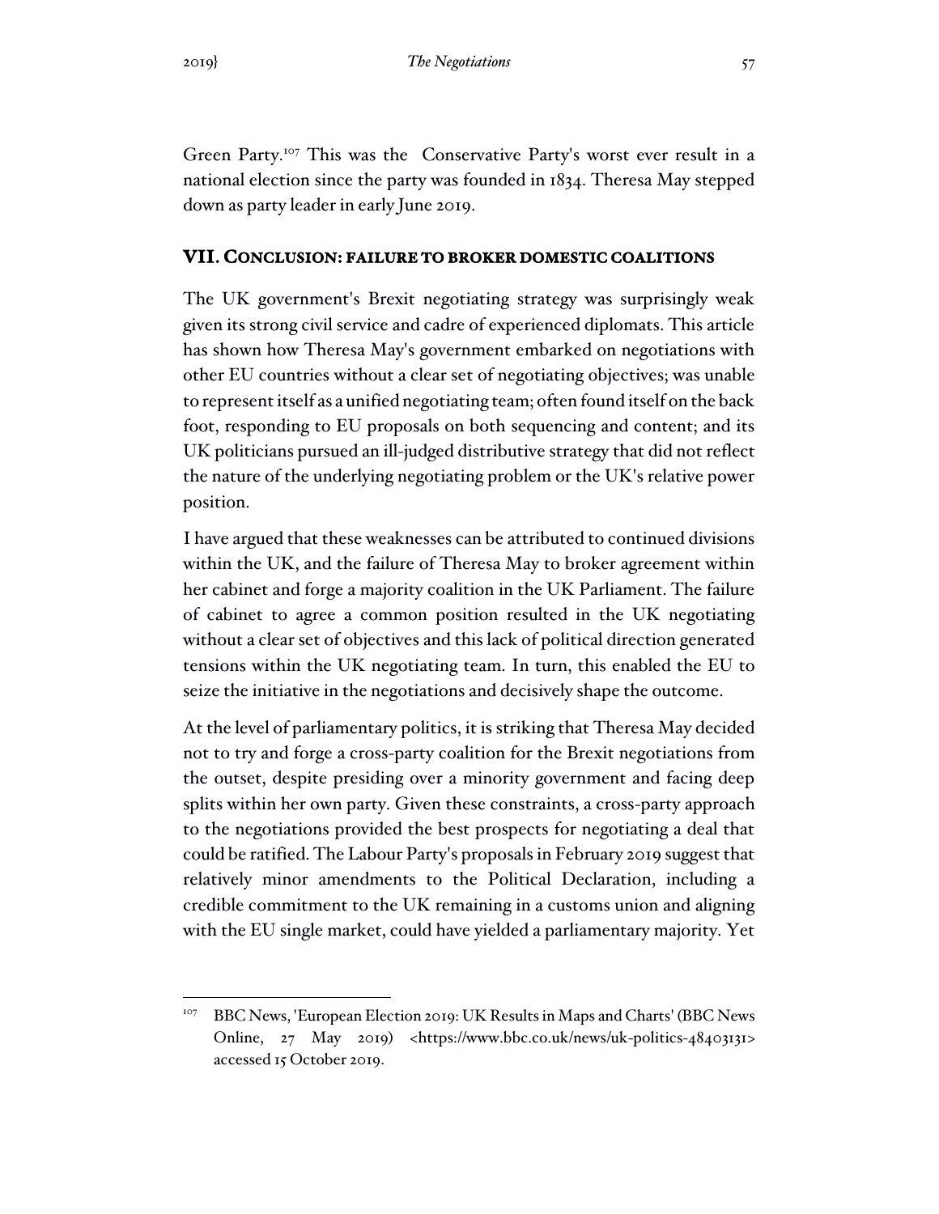Green Party.[107] This was the Conservative Party's worst ever result in a national election since the party was founded in 1834. Theresa May stepped down as party leader in early June 2019.

## VII. CONCLUSION: FAILURE TO BROKER DOMESTIC COALITIONS

The UK government's Brexit negotiating strategy was surprisingly weak given its strong civil service and cadre of experienced diplomats. This article has shown how Theresa May's government embarked on negotiations with other EU countries without a clear set of negotiating objectives; was unable to represent itself as a unified negotiating team; often found itself on the back foot, responding to EU proposals on both sequencing and content; and its UK politicians pursued an ill-judged distributive strategy that did not reflect the nature of the underlying negotiating problem or the UK's relative power position.

I have argued that these weaknesses can be attributed to continued divisions within the UK, and the failure of Theresa May to broker agreement within her cabinet and forge a majority coalition in the UK Parliament. The failure of cabinet to agree a common position resulted in the UK negotiating without a clear set of objectives and this lack of political direction generated tensions within the UK negotiating team. In turn, this enabled the EU to seize the initiative in the negotiations and decisively shape the outcome.

At the level of parliamentary politics, it is striking that Theresa May decided not to try and forge a cross-party coalition for the Brexit negotiations from the outset, despite presiding over a minority government and facing deep splits within her own party. Given these constraints, a cross-party approach to the negotiations provided the best prospects for negotiating a deal that could be ratified. The Labour Party's proposals in February 2019 suggest that relatively minor amendments to the Political Declaration, including a credible commitment to the UK remaining in a customs union and aligning with the EU single market, could have yielded a parliamentary majority. Yet

---

[107] BBC News, 'European Election 2019: UK Results in Maps and Charts' (BBC News Online, 27 May 2019) <https://www.bbc.co.uk/news/uk-politics-48403131> accessed 15 October 2019.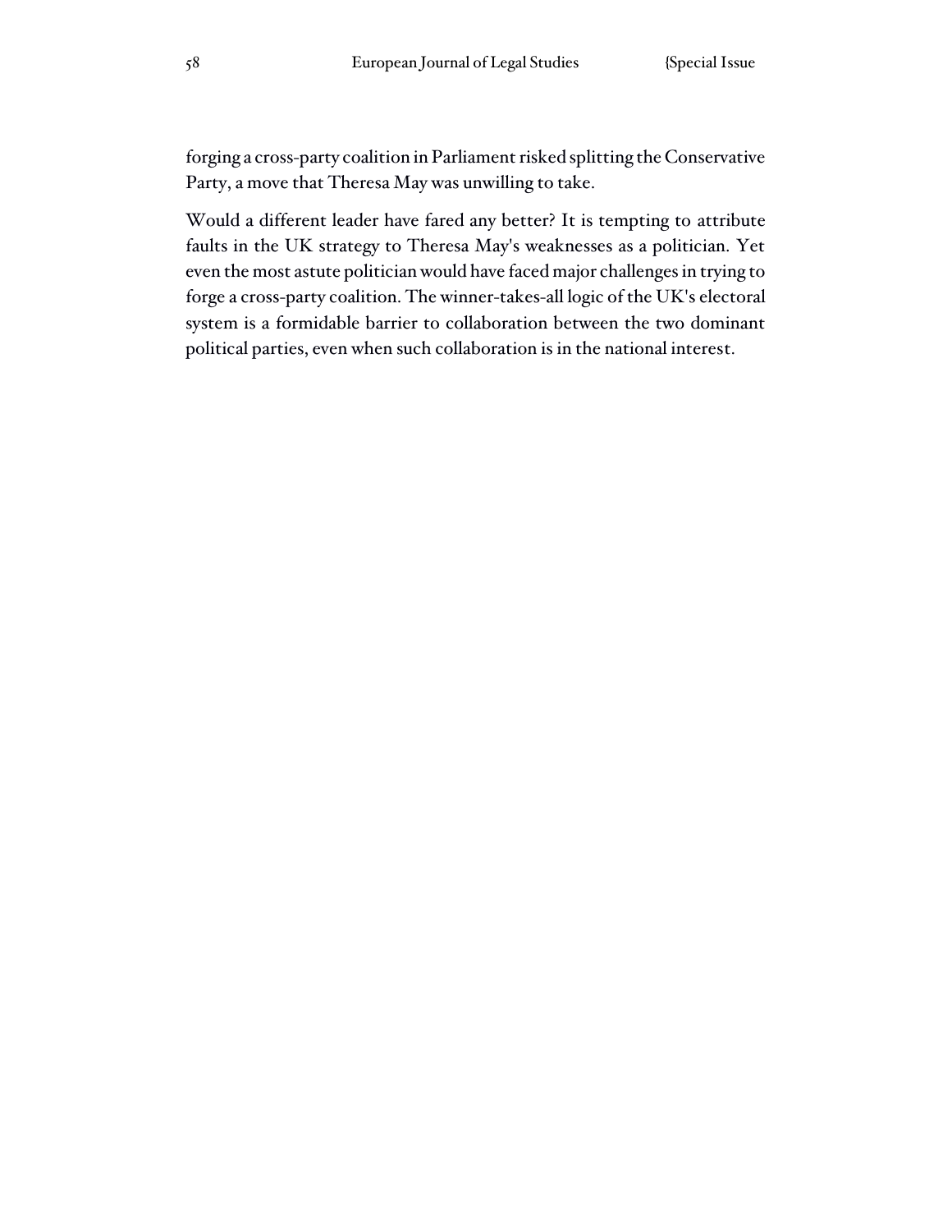forging a cross-party coalition in Parliament risked splitting the Conservative Party, a move that Theresa May was unwilling to take.

Would a different leader have fared any better? It is tempting to attribute faults in the UK strategy to Theresa May's weaknesses as a politician. Yet even the most astute politician would have faced major challenges in trying to forge a cross-party coalition. The winner-takes-all logic of the UK's electoral system is a formidable barrier to collaboration between the two dominant political parties, even when such collaboration is in the national interest.